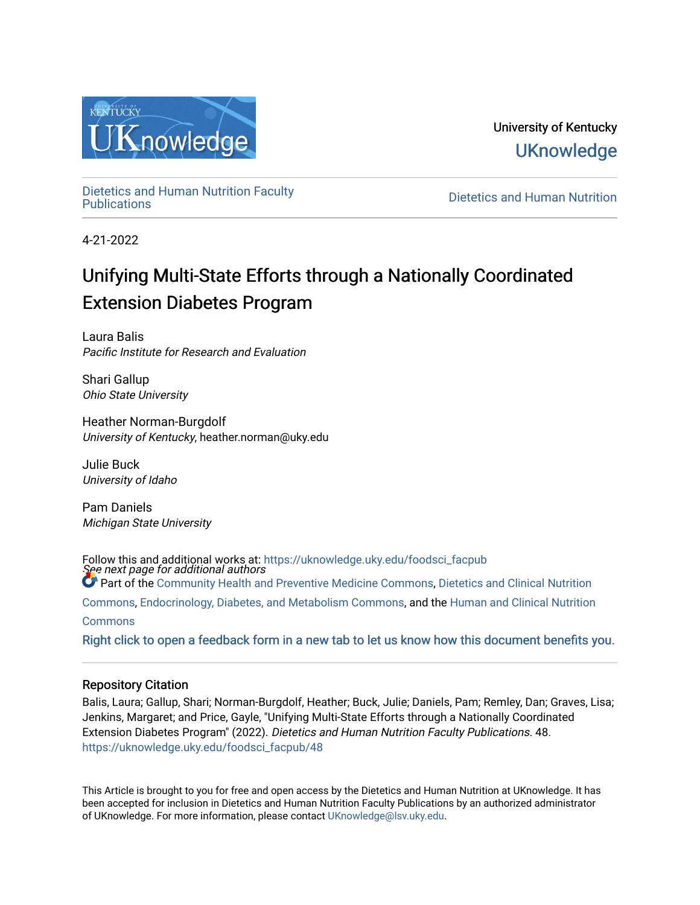University of Kentucky

UKnowledge

Dietetics and Human Nutrition Faculty Publications

Dietetics and Human Nutrition

4-21-2022

# Unifying Multi-State Efforts through a Nationally Coordinated Extension Diabetes Program

Laura Balis
*Pacific Institute for Research and Evaluation*

Shari Gallup
*Ohio State University*

Heather Norman-Burgdolf
*University of Kentucky*, heather.norman@uky.edu

Julie Buck
*University of Idaho*

Pam Daniels
*Michigan State University*

*See next page for additional authors*

Follow this and additional works at: https://uknowledge.uky.edu/foodsci_facpub

Part of the Community Health and Preventive Medicine Commons, Dietetics and Clinical Nutrition Commons, Endocrinology, Diabetes, and Metabolism Commons, and the Human and Clinical Nutrition Commons

Right click to open a feedback form in a new tab to let us know how this document benefits you.

## Repository Citation

Balis, Laura; Gallup, Shari; Norman-Burgdolf, Heather; Buck, Julie; Daniels, Pam; Remley, Dan; Graves, Lisa; Jenkins, Margaret; and Price, Gayle, "Unifying Multi-State Efforts through a Nationally Coordinated Extension Diabetes Program" (2022). *Dietetics and Human Nutrition Faculty Publications*. 48.
https://uknowledge.uky.edu/foodsci_facpub/48

This Article is brought to you for free and open access by the Dietetics and Human Nutrition at UKnowledge. It has been accepted for inclusion in Dietetics and Human Nutrition Faculty Publications by an authorized administrator of UKnowledge. For more information, please contact UKnowledge@lsv.uky.edu.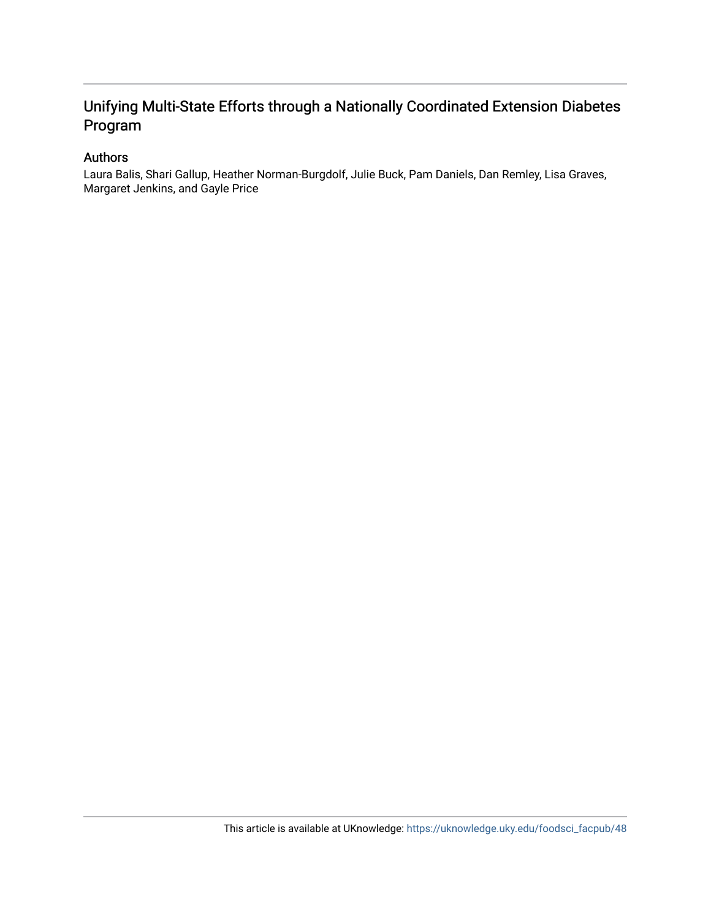# Unifying Multi-State Efforts through a Nationally Coordinated Extension Diabetes Program

## Authors

Laura Balis, Shari Gallup, Heather Norman-Burgdolf, Julie Buck, Pam Daniels, Dan Remley, Lisa Graves, Margaret Jenkins, and Gayle Price

This article is available at UKnowledge: https://uknowledge.uky.edu/foodsci_facpub/48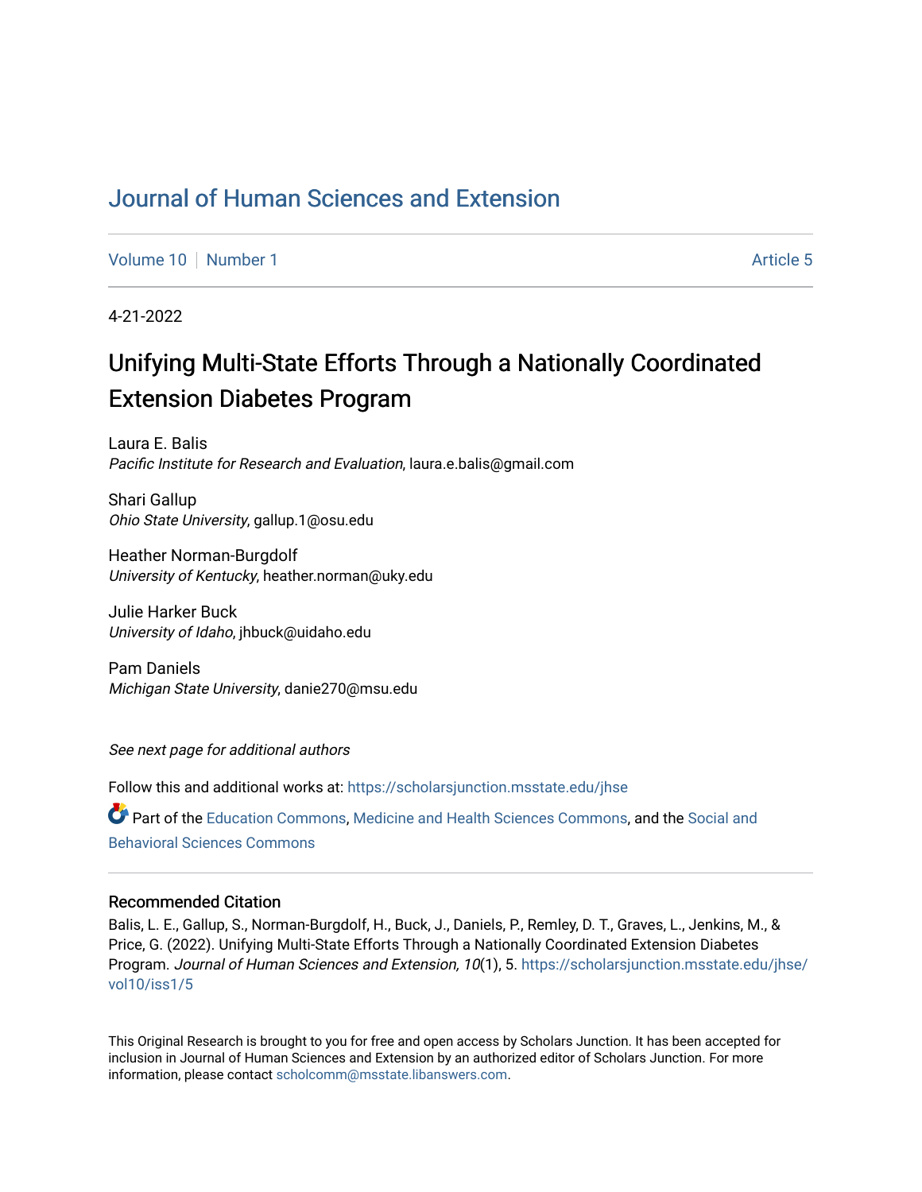# Journal of Human Sciences and Extension

Volume 10 | Number 1 | Article 5

4-21-2022

# Unifying Multi-State Efforts Through a Nationally Coordinated Extension Diabetes Program

Laura E. Balis
*Pacific Institute for Research and Evaluation*, laura.e.balis@gmail.com

Shari Gallup
*Ohio State University*, gallup.1@osu.edu

Heather Norman-Burgdolf
*University of Kentucky*, heather.norman@uky.edu

Julie Harker Buck
*University of Idaho*, jhbuck@uidaho.edu

Pam Daniels
*Michigan State University*, danie270@msu.edu

*See next page for additional authors*

Follow this and additional works at: https://scholarsjunction.msstate.edu/jhse

Part of the Education Commons, Medicine and Health Sciences Commons, and the Social and Behavioral Sciences Commons

## Recommended Citation

Balis, L. E., Gallup, S., Norman-Burgdolf, H., Buck, J., Daniels, P., Remley, D. T., Graves, L., Jenkins, M., & Price, G. (2022). Unifying Multi-State Efforts Through a Nationally Coordinated Extension Diabetes Program. *Journal of Human Sciences and Extension, 10*(1), 5. https://scholarsjunction.msstate.edu/jhse/vol10/iss1/5

This Original Research is brought to you for free and open access by Scholars Junction. It has been accepted for inclusion in Journal of Human Sciences and Extension by an authorized editor of Scholars Junction. For more information, please contact scholcomm@msstate.libanswers.com.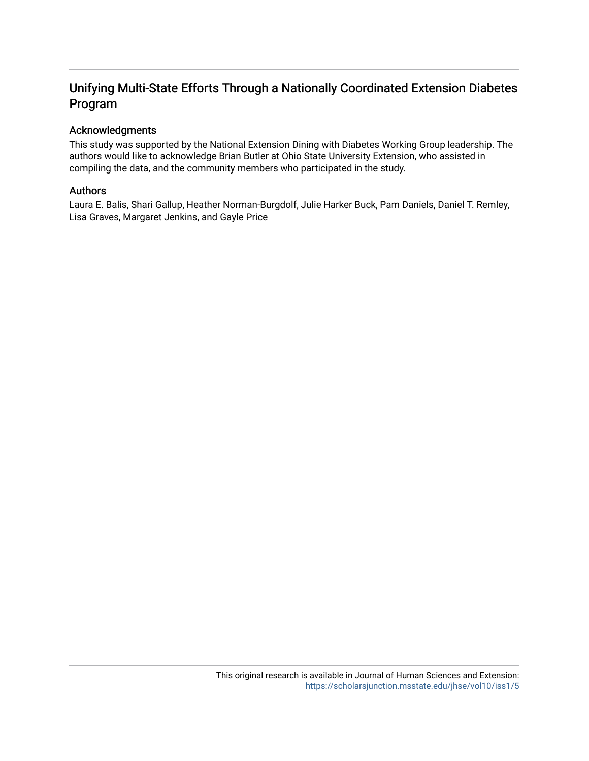# Unifying Multi-State Efforts Through a Nationally Coordinated Extension Diabetes Program

## Acknowledgments

This study was supported by the National Extension Dining with Diabetes Working Group leadership. The authors would like to acknowledge Brian Butler at Ohio State University Extension, who assisted in compiling the data, and the community members who participated in the study.

## Authors

Laura E. Balis, Shari Gallup, Heather Norman-Burgdolf, Julie Harker Buck, Pam Daniels, Daniel T. Remley, Lisa Graves, Margaret Jenkins, and Gayle Price

This original research is available in Journal of Human Sciences and Extension: https://scholarsjunction.msstate.edu/jhse/vol10/iss1/5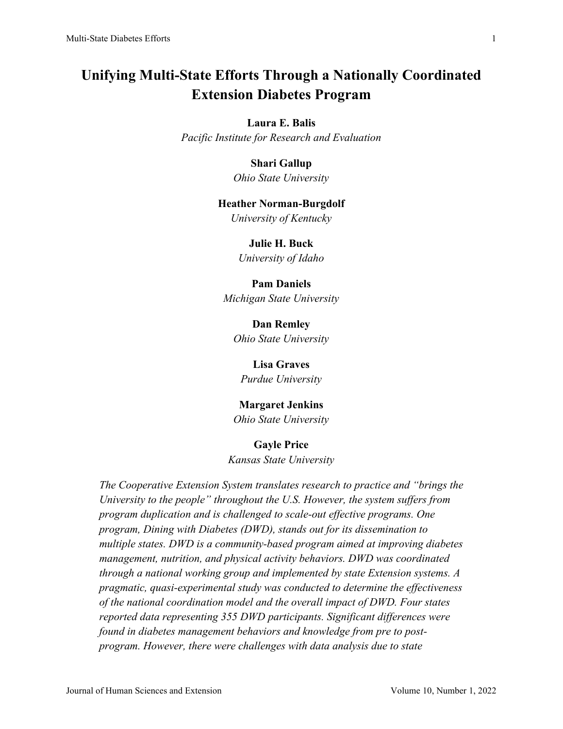# Unifying Multi-State Efforts Through a Nationally Coordinated Extension Diabetes Program

**Laura E. Balis**
*Pacific Institute for Research and Evaluation*

**Shari Gallup**
*Ohio State University*

**Heather Norman-Burgdolf**
*University of Kentucky*

**Julie H. Buck**
*University of Idaho*

**Pam Daniels**
*Michigan State University*

**Dan Remley**
*Ohio State University*

**Lisa Graves**
*Purdue University*

**Margaret Jenkins**
*Ohio State University*

**Gayle Price**
*Kansas State University*

*The Cooperative Extension System translates research to practice and "brings the University to the people" throughout the U.S. However, the system suffers from program duplication and is challenged to scale-out effective programs. One program, Dining with Diabetes (DWD), stands out for its dissemination to multiple states. DWD is a community-based program aimed at improving diabetes management, nutrition, and physical activity behaviors. DWD was coordinated through a national working group and implemented by state Extension systems. A pragmatic, quasi-experimental study was conducted to determine the effectiveness of the national coordination model and the overall impact of DWD. Four states reported data representing 355 DWD participants. Significant differences were found in diabetes management behaviors and knowledge from pre to post-program. However, there were challenges with data analysis due to state*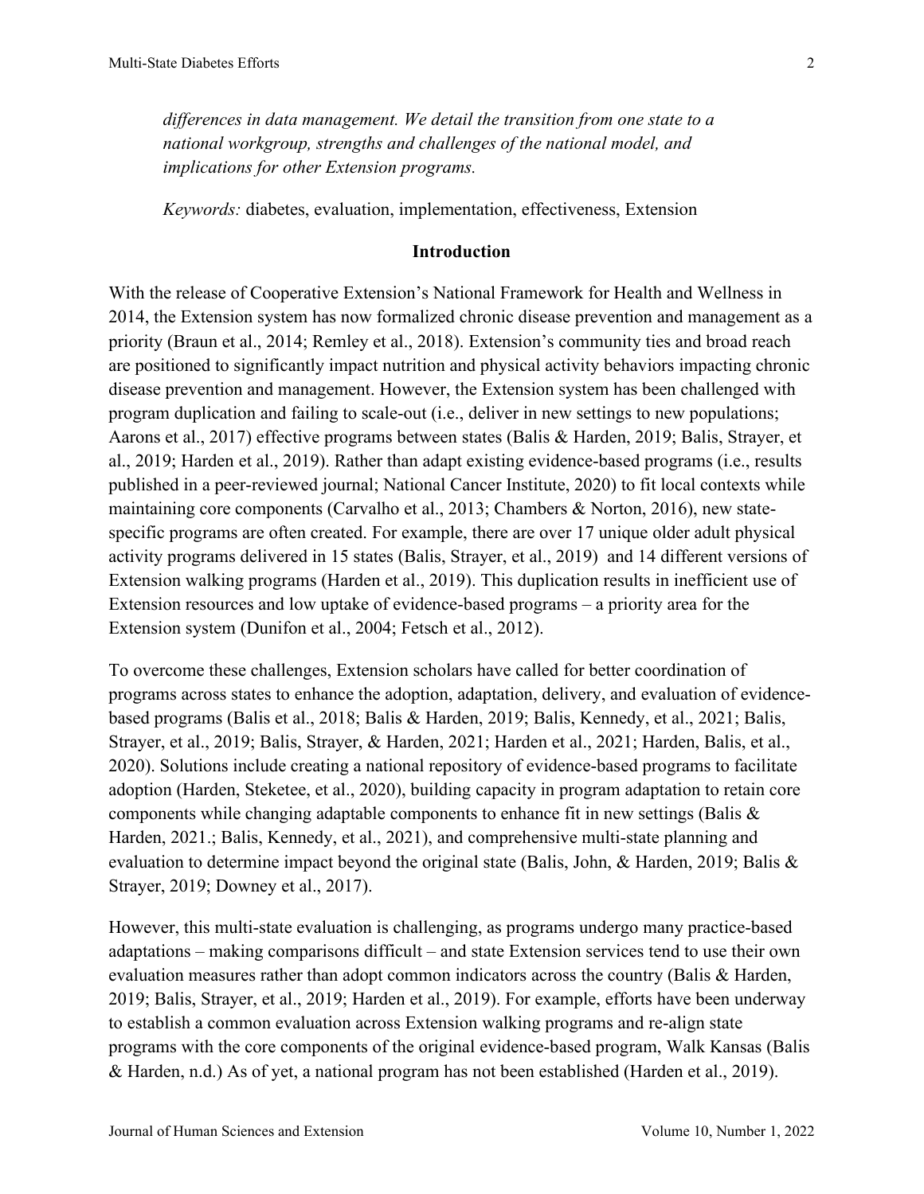*differences in data management. We detail the transition from one state to a national workgroup, strengths and challenges of the national model, and implications for other Extension programs.*

*Keywords:* diabetes, evaluation, implementation, effectiveness, Extension

## Introduction

With the release of Cooperative Extension's National Framework for Health and Wellness in 2014, the Extension system has now formalized chronic disease prevention and management as a priority (Braun et al., 2014; Remley et al., 2018). Extension's community ties and broad reach are positioned to significantly impact nutrition and physical activity behaviors impacting chronic disease prevention and management. However, the Extension system has been challenged with program duplication and failing to scale-out (i.e., deliver in new settings to new populations; Aarons et al., 2017) effective programs between states (Balis & Harden, 2019; Balis, Strayer, et al., 2019; Harden et al., 2019). Rather than adapt existing evidence-based programs (i.e., results published in a peer-reviewed journal; National Cancer Institute, 2020) to fit local contexts while maintaining core components (Carvalho et al., 2013; Chambers & Norton, 2016), new state-specific programs are often created. For example, there are over 17 unique older adult physical activity programs delivered in 15 states (Balis, Strayer, et al., 2019) and 14 different versions of Extension walking programs (Harden et al., 2019). This duplication results in inefficient use of Extension resources and low uptake of evidence-based programs – a priority area for the Extension system (Dunifon et al., 2004; Fetsch et al., 2012).

To overcome these challenges, Extension scholars have called for better coordination of programs across states to enhance the adoption, adaptation, delivery, and evaluation of evidence-based programs (Balis et al., 2018; Balis & Harden, 2019; Balis, Kennedy, et al., 2021; Balis, Strayer, et al., 2019; Balis, Strayer, & Harden, 2021; Harden et al., 2021; Harden, Balis, et al., 2020). Solutions include creating a national repository of evidence-based programs to facilitate adoption (Harden, Steketee, et al., 2020), building capacity in program adaptation to retain core components while changing adaptable components to enhance fit in new settings (Balis & Harden, 2021.; Balis, Kennedy, et al., 2021), and comprehensive multi-state planning and evaluation to determine impact beyond the original state (Balis, John, & Harden, 2019; Balis & Strayer, 2019; Downey et al., 2017).

However, this multi-state evaluation is challenging, as programs undergo many practice-based adaptations – making comparisons difficult – and state Extension services tend to use their own evaluation measures rather than adopt common indicators across the country (Balis & Harden, 2019; Balis, Strayer, et al., 2019; Harden et al., 2019). For example, efforts have been underway to establish a common evaluation across Extension walking programs and re-align state programs with the core components of the original evidence-based program, Walk Kansas (Balis & Harden, n.d.) As of yet, a national program has not been established (Harden et al., 2019).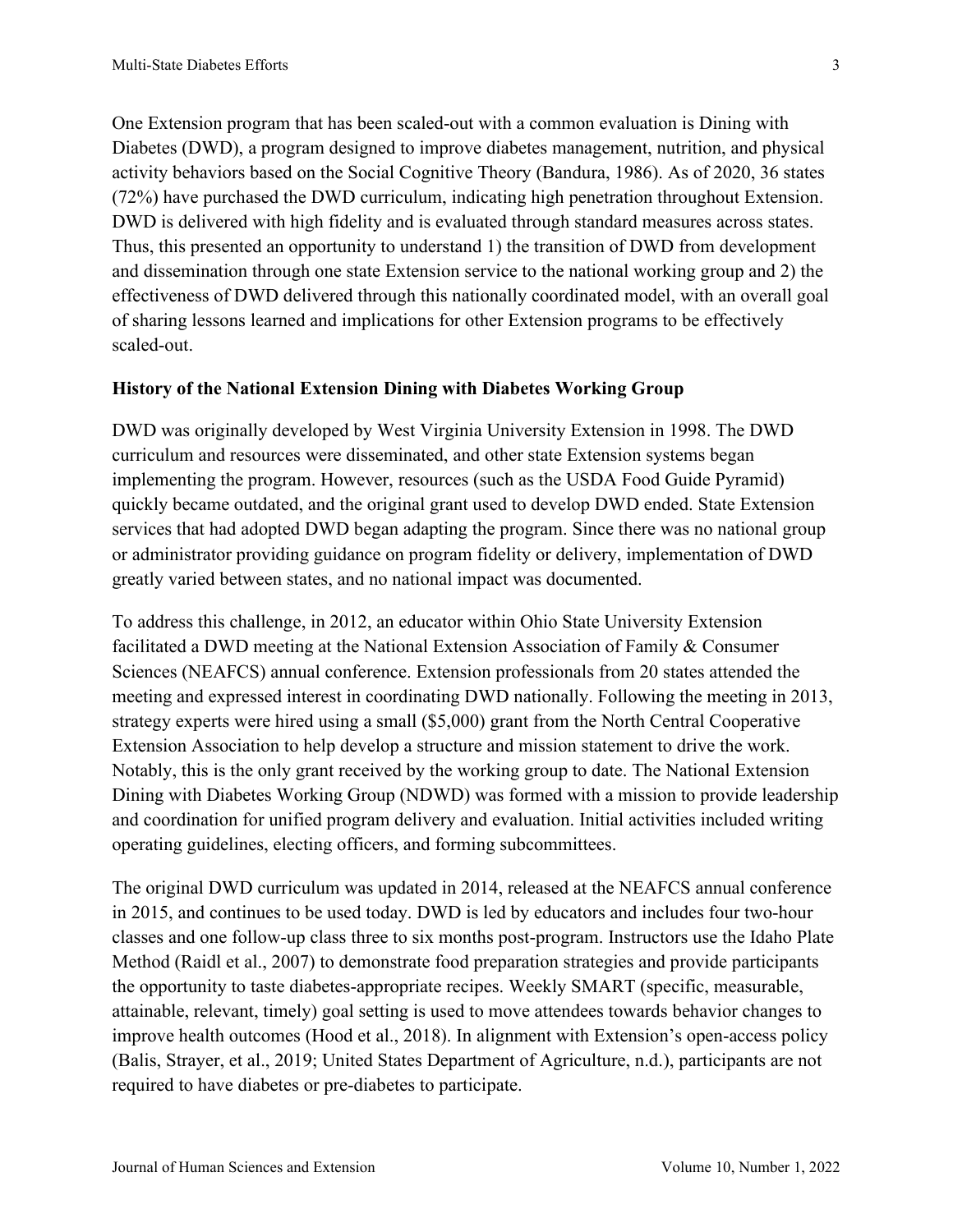One Extension program that has been scaled-out with a common evaluation is Dining with Diabetes (DWD), a program designed to improve diabetes management, nutrition, and physical activity behaviors based on the Social Cognitive Theory (Bandura, 1986). As of 2020, 36 states (72%) have purchased the DWD curriculum, indicating high penetration throughout Extension. DWD is delivered with high fidelity and is evaluated through standard measures across states. Thus, this presented an opportunity to understand 1) the transition of DWD from development and dissemination through one state Extension service to the national working group and 2) the effectiveness of DWD delivered through this nationally coordinated model, with an overall goal of sharing lessons learned and implications for other Extension programs to be effectively scaled-out.

## History of the National Extension Dining with Diabetes Working Group

DWD was originally developed by West Virginia University Extension in 1998. The DWD curriculum and resources were disseminated, and other state Extension systems began implementing the program. However, resources (such as the USDA Food Guide Pyramid) quickly became outdated, and the original grant used to develop DWD ended. State Extension services that had adopted DWD began adapting the program. Since there was no national group or administrator providing guidance on program fidelity or delivery, implementation of DWD greatly varied between states, and no national impact was documented.

To address this challenge, in 2012, an educator within Ohio State University Extension facilitated a DWD meeting at the National Extension Association of Family & Consumer Sciences (NEAFCS) annual conference. Extension professionals from 20 states attended the meeting and expressed interest in coordinating DWD nationally. Following the meeting in 2013, strategy experts were hired using a small ($5,000) grant from the North Central Cooperative Extension Association to help develop a structure and mission statement to drive the work. Notably, this is the only grant received by the working group to date. The National Extension Dining with Diabetes Working Group (NDWD) was formed with a mission to provide leadership and coordination for unified program delivery and evaluation. Initial activities included writing operating guidelines, electing officers, and forming subcommittees.

The original DWD curriculum was updated in 2014, released at the NEAFCS annual conference in 2015, and continues to be used today. DWD is led by educators and includes four two-hour classes and one follow-up class three to six months post-program. Instructors use the Idaho Plate Method (Raidl et al., 2007) to demonstrate food preparation strategies and provide participants the opportunity to taste diabetes-appropriate recipes. Weekly SMART (specific, measurable, attainable, relevant, timely) goal setting is used to move attendees towards behavior changes to improve health outcomes (Hood et al., 2018). In alignment with Extension's open-access policy (Balis, Strayer, et al., 2019; United States Department of Agriculture, n.d.), participants are not required to have diabetes or pre-diabetes to participate.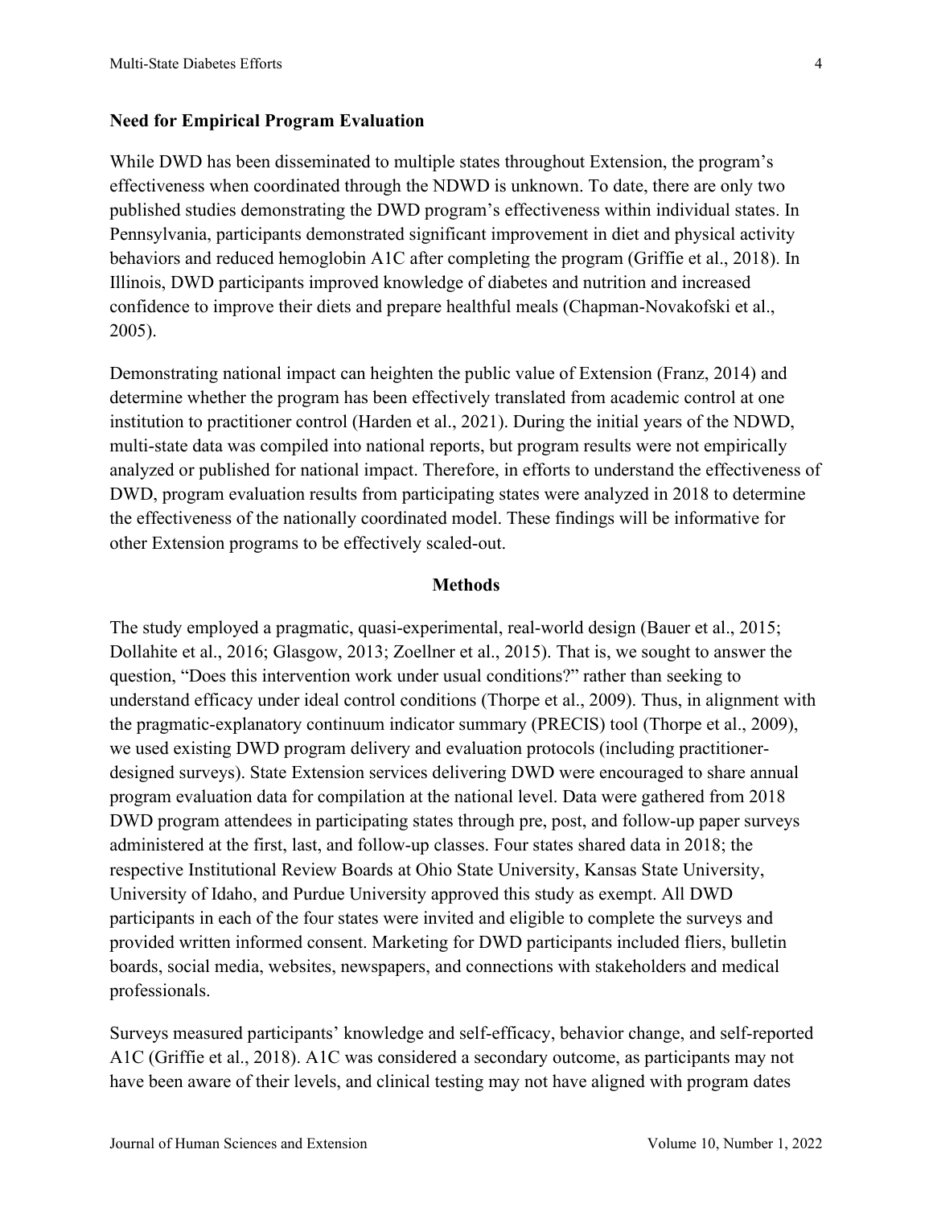### Need for Empirical Program Evaluation

While DWD has been disseminated to multiple states throughout Extension, the program's effectiveness when coordinated through the NDWD is unknown. To date, there are only two published studies demonstrating the DWD program's effectiveness within individual states. In Pennsylvania, participants demonstrated significant improvement in diet and physical activity behaviors and reduced hemoglobin A1C after completing the program (Griffie et al., 2018). In Illinois, DWD participants improved knowledge of diabetes and nutrition and increased confidence to improve their diets and prepare healthful meals (Chapman-Novakofski et al., 2005).

Demonstrating national impact can heighten the public value of Extension (Franz, 2014) and determine whether the program has been effectively translated from academic control at one institution to practitioner control (Harden et al., 2021). During the initial years of the NDWD, multi-state data was compiled into national reports, but program results were not empirically analyzed or published for national impact. Therefore, in efforts to understand the effectiveness of DWD, program evaluation results from participating states were analyzed in 2018 to determine the effectiveness of the nationally coordinated model. These findings will be informative for other Extension programs to be effectively scaled-out.

## Methods

The study employed a pragmatic, quasi-experimental, real-world design (Bauer et al., 2015; Dollahite et al., 2016; Glasgow, 2013; Zoellner et al., 2015). That is, we sought to answer the question, "Does this intervention work under usual conditions?" rather than seeking to understand efficacy under ideal control conditions (Thorpe et al., 2009). Thus, in alignment with the pragmatic-explanatory continuum indicator summary (PRECIS) tool (Thorpe et al., 2009), we used existing DWD program delivery and evaluation protocols (including practitioner-designed surveys). State Extension services delivering DWD were encouraged to share annual program evaluation data for compilation at the national level. Data were gathered from 2018 DWD program attendees in participating states through pre, post, and follow-up paper surveys administered at the first, last, and follow-up classes. Four states shared data in 2018; the respective Institutional Review Boards at Ohio State University, Kansas State University, University of Idaho, and Purdue University approved this study as exempt. All DWD participants in each of the four states were invited and eligible to complete the surveys and provided written informed consent. Marketing for DWD participants included fliers, bulletin boards, social media, websites, newspapers, and connections with stakeholders and medical professionals.

Surveys measured participants' knowledge and self-efficacy, behavior change, and self-reported A1C (Griffie et al., 2018). A1C was considered a secondary outcome, as participants may not have been aware of their levels, and clinical testing may not have aligned with program dates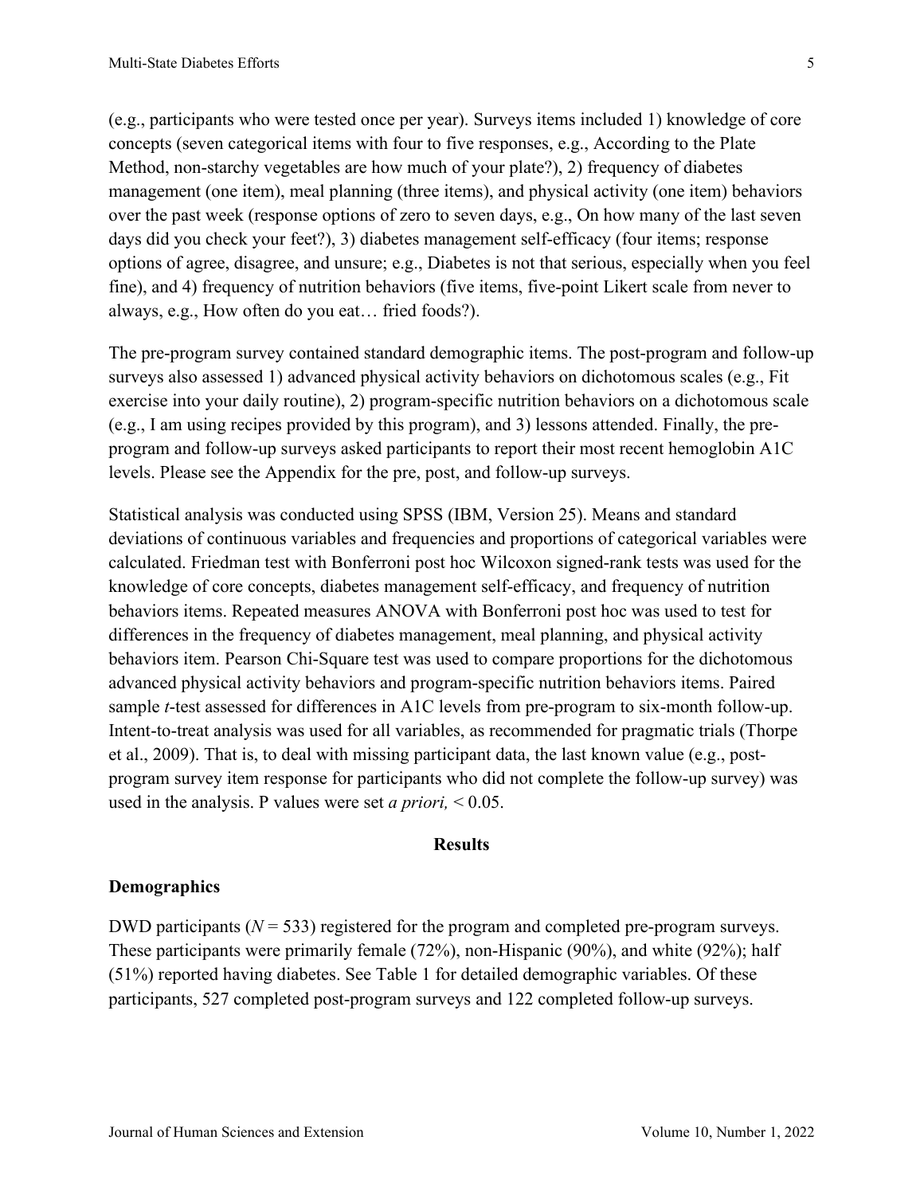(e.g., participants who were tested once per year). Surveys items included 1) knowledge of core concepts (seven categorical items with four to five responses, e.g., According to the Plate Method, non-starchy vegetables are how much of your plate?), 2) frequency of diabetes management (one item), meal planning (three items), and physical activity (one item) behaviors over the past week (response options of zero to seven days, e.g., On how many of the last seven days did you check your feet?), 3) diabetes management self-efficacy (four items; response options of agree, disagree, and unsure; e.g., Diabetes is not that serious, especially when you feel fine), and 4) frequency of nutrition behaviors (five items, five-point Likert scale from never to always, e.g., How often do you eat… fried foods?).

The pre-program survey contained standard demographic items. The post-program and follow-up surveys also assessed 1) advanced physical activity behaviors on dichotomous scales (e.g., Fit exercise into your daily routine), 2) program-specific nutrition behaviors on a dichotomous scale (e.g., I am using recipes provided by this program), and 3) lessons attended. Finally, the pre-program and follow-up surveys asked participants to report their most recent hemoglobin A1C levels. Please see the Appendix for the pre, post, and follow-up surveys.

Statistical analysis was conducted using SPSS (IBM, Version 25). Means and standard deviations of continuous variables and frequencies and proportions of categorical variables were calculated. Friedman test with Bonferroni post hoc Wilcoxon signed-rank tests was used for the knowledge of core concepts, diabetes management self-efficacy, and frequency of nutrition behaviors items. Repeated measures ANOVA with Bonferroni post hoc was used to test for differences in the frequency of diabetes management, meal planning, and physical activity behaviors item. Pearson Chi-Square test was used to compare proportions for the dichotomous advanced physical activity behaviors and program-specific nutrition behaviors items. Paired sample *t*-test assessed for differences in A1C levels from pre-program to six-month follow-up. Intent-to-treat analysis was used for all variables, as recommended for pragmatic trials (Thorpe et al., 2009). That is, to deal with missing participant data, the last known value (e.g., post-program survey item response for participants who did not complete the follow-up survey) was used in the analysis. P values were set *a priori*, $< 0.05$.

## Results

### Demographics

DWD participants ($N = 533$) registered for the program and completed pre-program surveys. These participants were primarily female (72%), non-Hispanic (90%), and white (92%); half (51%) reported having diabetes. See Table 1 for detailed demographic variables. Of these participants, 527 completed post-program surveys and 122 completed follow-up surveys.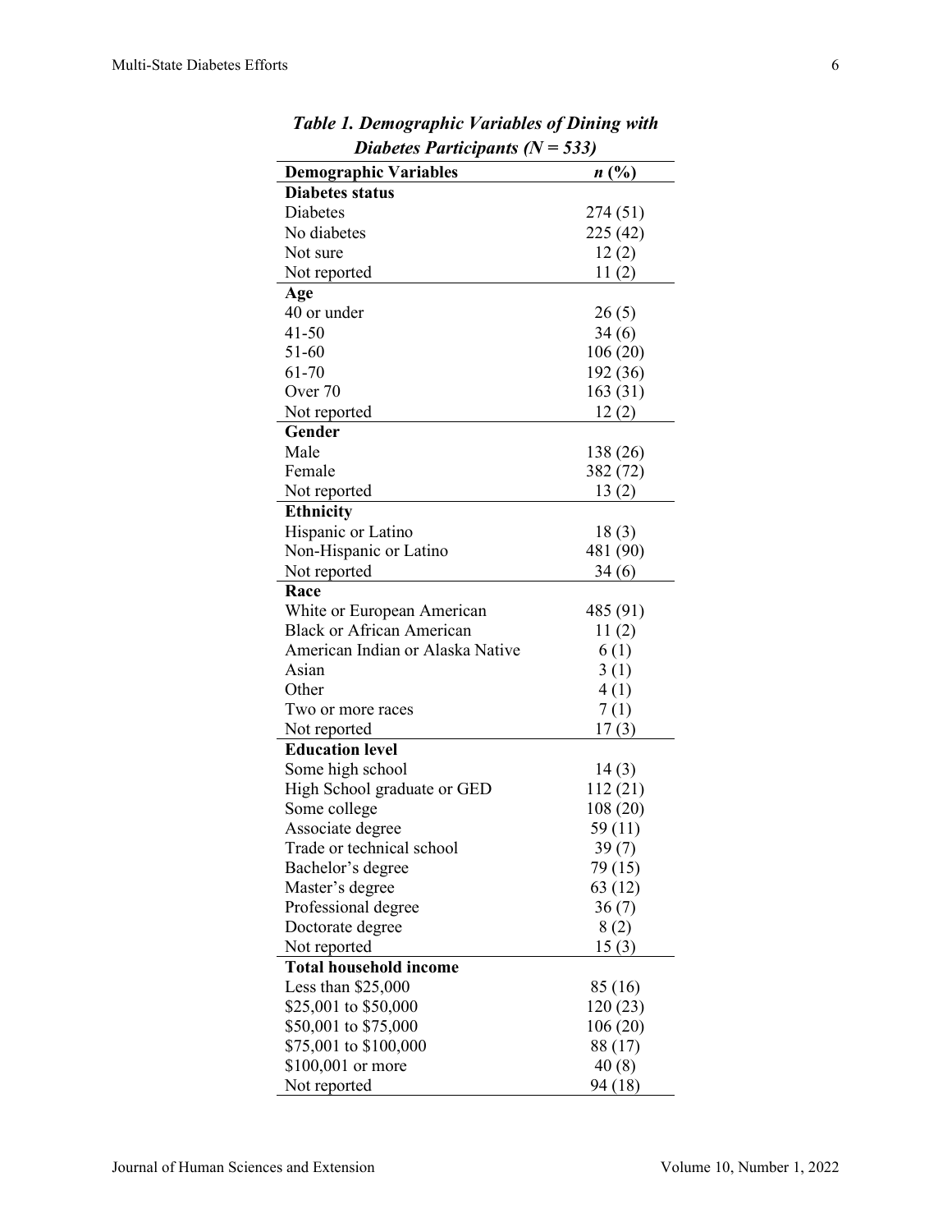***Table 1. Demographic Variables of Dining with Diabetes Participants (N = 533)***

| Demographic Variables | *n* (%) |
|---|---|
| **Diabetes status** | |
| Diabetes | 274 (51) |
| No diabetes | 225 (42) |
| Not sure | 12 (2) |
| Not reported | 11 (2) |
| **Age** | |
| 40 or under | 26 (5) |
| 41-50 | 34 (6) |
| 51-60 | 106 (20) |
| 61-70 | 192 (36) |
| Over 70 | 163 (31) |
| Not reported | 12 (2) |
| **Gender** | |
| Male | 138 (26) |
| Female | 382 (72) |
| Not reported | 13 (2) |
| **Ethnicity** | |
| Hispanic or Latino | 18 (3) |
| Non-Hispanic or Latino | 481 (90) |
| Not reported | 34 (6) |
| **Race** | |
| White or European American | 485 (91) |
| Black or African American | 11 (2) |
| American Indian or Alaska Native | 6 (1) |
| Asian | 3 (1) |
| Other | 4 (1) |
| Two or more races | 7 (1) |
| Not reported | 17 (3) |
| **Education level** | |
| Some high school | 14 (3) |
| High School graduate or GED | 112 (21) |
| Some college | 108 (20) |
| Associate degree | 59 (11) |
| Trade or technical school | 39 (7) |
| Bachelor's degree | 79 (15) |
| Master's degree | 63 (12) |
| Professional degree | 36 (7) |
| Doctorate degree | 8 (2) |
| Not reported | 15 (3) |
| **Total household income** | |
| Less than $25,000 | 85 (16) |
| $25,001 to $50,000 | 120 (23) |
| $50,001 to $75,000 | 106 (20) |
| $75,001 to $100,000 | 88 (17) |
| $100,001 or more | 40 (8) |
| Not reported | 94 (18) |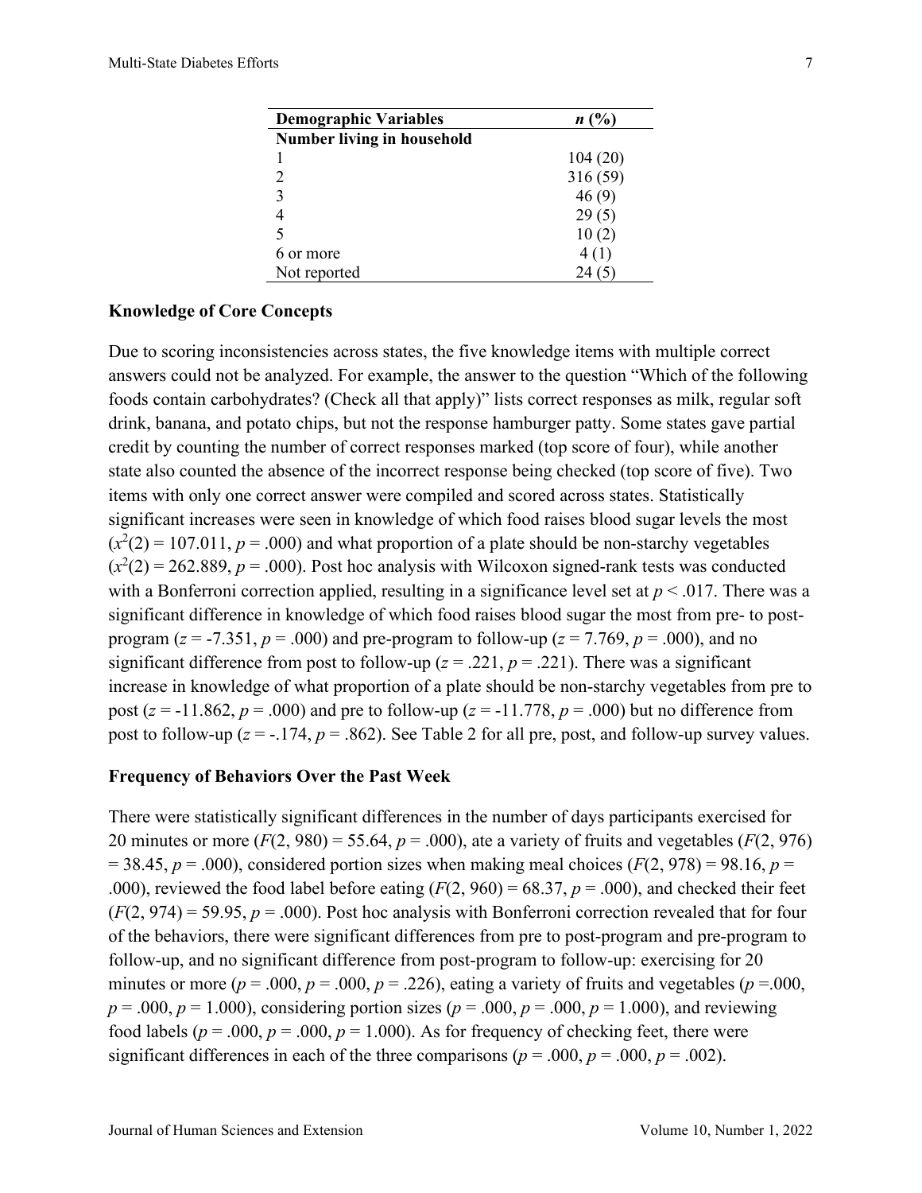| Demographic Variables | *n* (%) |
|---|---|
| **Number living in household** | |
| 1 | 104 (20) |
| 2 | 316 (59) |
| 3 | 46 (9) |
| 4 | 29 (5) |
| 5 | 10 (2) |
| 6 or more | 4 (1) |
| Not reported | 24 (5) |

### Knowledge of Core Concepts

Due to scoring inconsistencies across states, the five knowledge items with multiple correct answers could not be analyzed. For example, the answer to the question "Which of the following foods contain carbohydrates? (Check all that apply)" lists correct responses as milk, regular soft drink, banana, and potato chips, but not the response hamburger patty. Some states gave partial credit by counting the number of correct responses marked (top score of four), while another state also counted the absence of the incorrect response being checked (top score of five). Two items with only one correct answer were compiled and scored across states. Statistically significant increases were seen in knowledge of which food raises blood sugar levels the most ($x^2(2) = 107.011$, $p = .000$) and what proportion of a plate should be non-starchy vegetables ($x^2(2) = 262.889$, $p = .000$). Post hoc analysis with Wilcoxon signed-rank tests was conducted with a Bonferroni correction applied, resulting in a significance level set at $p < .017$. There was a significant difference in knowledge of which food raises blood sugar the most from pre- to post-program ($z = -7.351$, $p = .000$) and pre-program to follow-up ($z = 7.769$, $p = .000$), and no significant difference from post to follow-up ($z = .221$, $p = .221$). There was a significant increase in knowledge of what proportion of a plate should be non-starchy vegetables from pre to post ($z = -11.862$, $p = .000$) and pre to follow-up ($z = -11.778$, $p = .000$) but no difference from post to follow-up ($z = -.174$, $p = .862$). See Table 2 for all pre, post, and follow-up survey values.

### Frequency of Behaviors Over the Past Week

There were statistically significant differences in the number of days participants exercised for 20 minutes or more ($F(2, 980) = 55.64$, $p = .000$), ate a variety of fruits and vegetables ($F(2, 976) = 38.45$, $p = .000$), considered portion sizes when making meal choices ($F(2, 978) = 98.16$, $p = .000$), reviewed the food label before eating ($F(2, 960) = 68.37$, $p = .000$), and checked their feet ($F(2, 974) = 59.95$, $p = .000$). Post hoc analysis with Bonferroni correction revealed that for four of the behaviors, there were significant differences from pre to post-program and pre-program to follow-up, and no significant difference from post-program to follow-up: exercising for 20 minutes or more ($p = .000$, $p = .000$, $p = .226$), eating a variety of fruits and vegetables ($p = .000$, $p = .000$, $p = 1.000$), considering portion sizes ($p = .000$, $p = .000$, $p = 1.000$), and reviewing food labels ($p = .000$, $p = .000$, $p = 1.000$). As for frequency of checking feet, there were significant differences in each of the three comparisons ($p = .000$, $p = .000$, $p = .002$).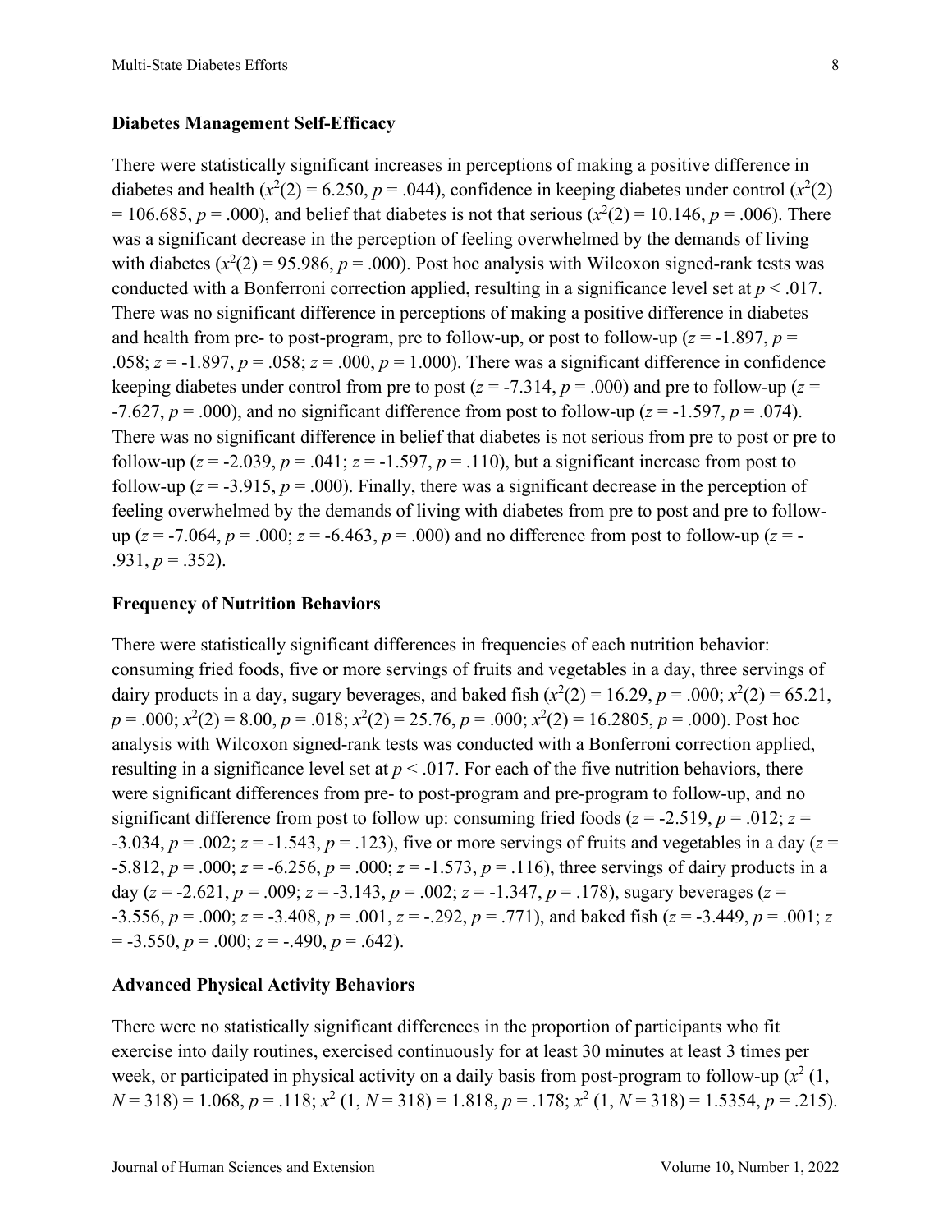### Diabetes Management Self-Efficacy

There were statistically significant increases in perceptions of making a positive difference in diabetes and health ($x^2(2) = 6.250$, $p = .044$), confidence in keeping diabetes under control ($x^2(2) = 106.685$, $p = .000$), and belief that diabetes is not that serious ($x^2(2) = 10.146$, $p = .006$). There was a significant decrease in the perception of feeling overwhelmed by the demands of living with diabetes ($x^2(2) = 95.986$, $p = .000$). Post hoc analysis with Wilcoxon signed-rank tests was conducted with a Bonferroni correction applied, resulting in a significance level set at $p < .017$. There was no significant difference in perceptions of making a positive difference in diabetes and health from pre- to post-program, pre to follow-up, or post to follow-up ($z = -1.897$, $p = .058$; $z = -1.897$, $p = .058$; $z = .000$, $p = 1.000$). There was a significant difference in confidence keeping diabetes under control from pre to post ($z = -7.314$, $p = .000$) and pre to follow-up ($z = -7.627$, $p = .000$), and no significant difference from post to follow-up ($z = -1.597$, $p = .074$). There was no significant difference in belief that diabetes is not serious from pre to post or pre to follow-up ($z = -2.039$, $p = .041$; $z = -1.597$, $p = .110$), but a significant increase from post to follow-up ($z = -3.915$, $p = .000$). Finally, there was a significant decrease in the perception of feeling overwhelmed by the demands of living with diabetes from pre to post and pre to follow-up ($z = -7.064$, $p = .000$; $z = -6.463$, $p = .000$) and no difference from post to follow-up ($z = -.931$, $p = .352$).

### Frequency of Nutrition Behaviors

There were statistically significant differences in frequencies of each nutrition behavior: consuming fried foods, five or more servings of fruits and vegetables in a day, three servings of dairy products in a day, sugary beverages, and baked fish ($x^2(2) = 16.29$, $p = .000$; $x^2(2) = 65.21$, $p = .000$; $x^2(2) = 8.00$, $p = .018$; $x^2(2) = 25.76$, $p = .000$; $x^2(2) = 16.2805$, $p = .000$). Post hoc analysis with Wilcoxon signed-rank tests was conducted with a Bonferroni correction applied, resulting in a significance level set at $p < .017$. For each of the five nutrition behaviors, there were significant differences from pre- to post-program and pre-program to follow-up, and no significant difference from post to follow up: consuming fried foods ($z = -2.519$, $p = .012$; $z = -3.034$, $p = .002$; $z = -1.543$, $p = .123$), five or more servings of fruits and vegetables in a day ($z = -5.812$, $p = .000$; $z = -6.256$, $p = .000$; $z = -1.573$, $p = .116$), three servings of dairy products in a day ($z = -2.621$, $p = .009$; $z = -3.143$, $p = .002$; $z = -1.347$, $p = .178$), sugary beverages ($z = -3.556$, $p = .000$; $z = -3.408$, $p = .001$, $z = -.292$, $p = .771$), and baked fish ($z = -3.449$, $p = .001$; $z = -3.550$, $p = .000$; $z = -.490$, $p = .642$).

### Advanced Physical Activity Behaviors

There were no statistically significant differences in the proportion of participants who fit exercise into daily routines, exercised continuously for at least 30 minutes at least 3 times per week, or participated in physical activity on a daily basis from post-program to follow-up ($x^2$ (1, $N = 318$) = 1.068, $p = .118$; $x^2$ (1, $N = 318$) = 1.818, $p = .178$; $x^2$ (1, $N = 318$) = 1.5354, $p = .215$).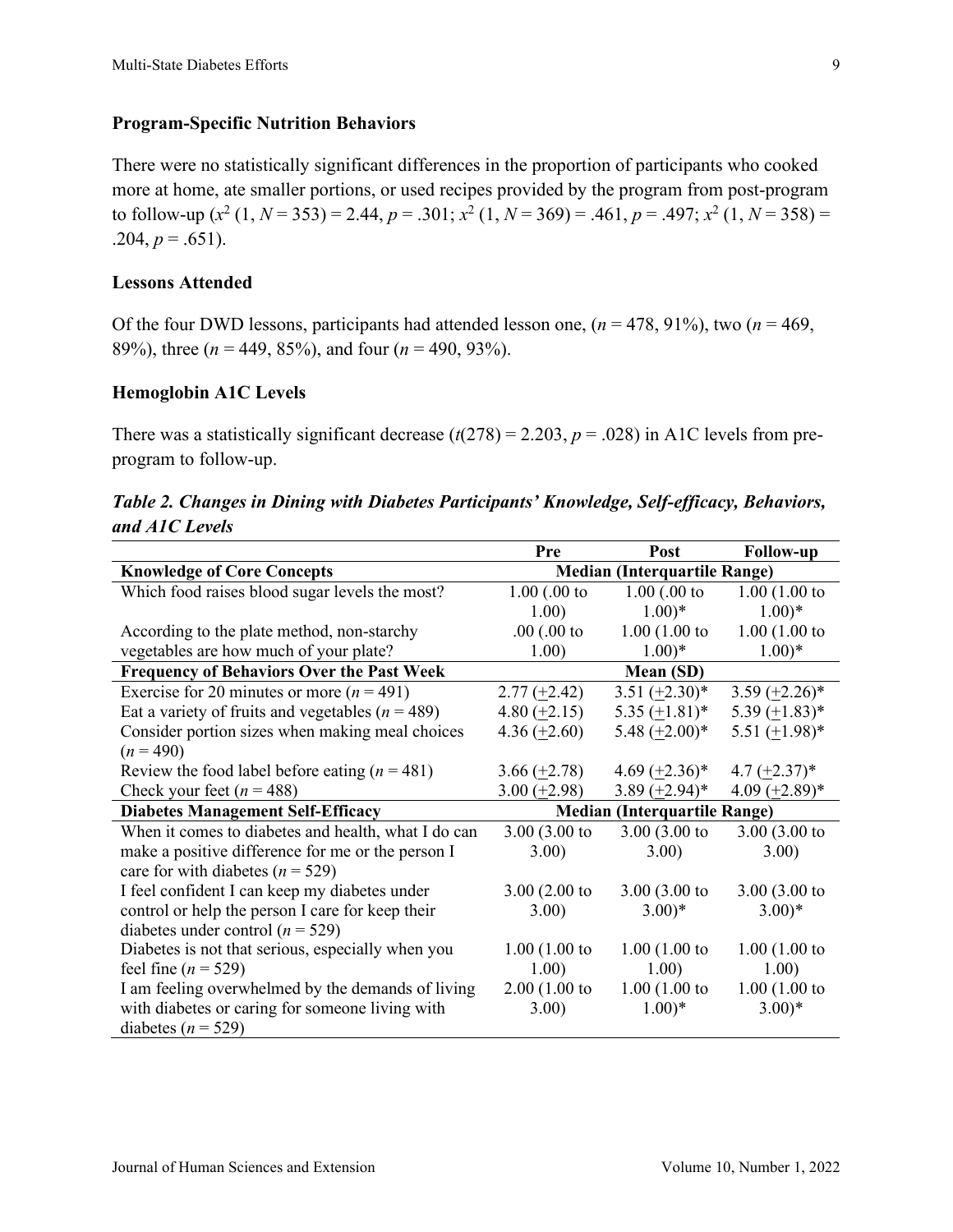### Program-Specific Nutrition Behaviors

There were no statistically significant differences in the proportion of participants who cooked more at home, ate smaller portions, or used recipes provided by the program from post-program to follow-up ($x^2$ (1, $N$ = 353) = 2.44, $p$ = .301; $x^2$ (1, $N$ = 369) = .461, $p$ = .497; $x^2$ (1, $N$ = 358) = .204, $p$ = .651).

### Lessons Attended

Of the four DWD lessons, participants had attended lesson one, ($n$ = 478, 91%), two ($n$ = 469, 89%), three ($n$ = 449, 85%), and four ($n$ = 490, 93%).

### Hemoglobin A1C Levels

There was a statistically significant decrease ($t$(278) = 2.203, $p$ = .028) in A1C levels from pre-program to follow-up.

***Table 2. Changes in Dining with Diabetes Participants' Knowledge, Self-efficacy, Behaviors, and A1C Levels***

| | Pre | Post | Follow-up |
|---|---|---|---|
| **Knowledge of Core Concepts** | **Median (Interquartile Range)** | | |
| Which food raises blood sugar levels the most? | 1.00 (.00 to 1.00) | 1.00 (.00 to 1.00)* | 1.00 (1.00 to 1.00)* |
| According to the plate method, non-starchy vegetables are how much of your plate? | .00 (.00 to 1.00) | 1.00 (1.00 to 1.00)* | 1.00 (1.00 to 1.00)* |
| **Frequency of Behaviors Over the Past Week** | **Mean (SD)** | | |
| Exercise for 20 minutes or more ($n$ = 491) | 2.77 (+2.42) | 3.51 (+2.30)* | 3.59 (+2.26)* |
| Eat a variety of fruits and vegetables ($n$ = 489) | 4.80 (+2.15) | 5.35 (+1.81)* | 5.39 (+1.83)* |
| Consider portion sizes when making meal choices ($n$ = 490) | 4.36 (+2.60) | 5.48 (+2.00)* | 5.51 (+1.98)* |
| Review the food label before eating ($n$ = 481) | 3.66 (+2.78) | 4.69 (+2.36)* | 4.7 (+2.37)* |
| Check your feet ($n$ = 488) | 3.00 (+2.98) | 3.89 (+2.94)* | 4.09 (+2.89)* |
| **Diabetes Management Self-Efficacy** | **Median (Interquartile Range)** | | |
| When it comes to diabetes and health, what I do can make a positive difference for me or the person I care for with diabetes ($n$ = 529) | 3.00 (3.00 to 3.00) | 3.00 (3.00 to 3.00) | 3.00 (3.00 to 3.00) |
| I feel confident I can keep my diabetes under control or help the person I care for keep their diabetes under control ($n$ = 529) | 3.00 (2.00 to 3.00) | 3.00 (3.00 to 3.00)* | 3.00 (3.00 to 3.00)* |
| Diabetes is not that serious, especially when you feel fine ($n$ = 529) | 1.00 (1.00 to 1.00) | 1.00 (1.00 to 1.00) | 1.00 (1.00 to 1.00) |
| I am feeling overwhelmed by the demands of living with diabetes or caring for someone living with diabetes ($n$ = 529) | 2.00 (1.00 to 3.00) | 1.00 (1.00 to 1.00)* | 1.00 (1.00 to 3.00)* |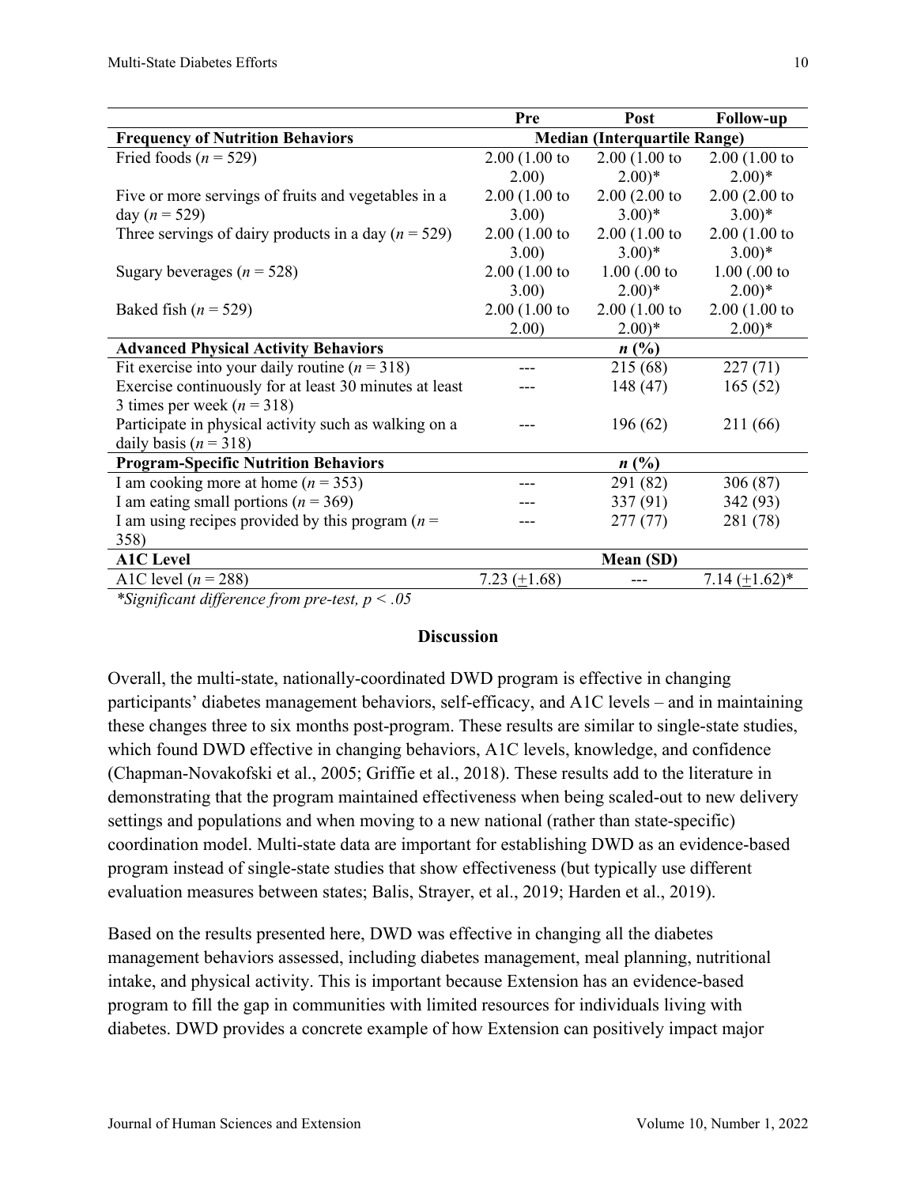| | Pre | Post | Follow-up |
|---|---|---|---|
| **Frequency of Nutrition Behaviors** | **Median (Interquartile Range)** | | |
| Fried foods ($n$ = 529) | 2.00 (1.00 to 2.00) | 2.00 (1.00 to 2.00)* | 2.00 (1.00 to 2.00)* |
| Five or more servings of fruits and vegetables in a day ($n$ = 529) | 2.00 (1.00 to 3.00) | 2.00 (2.00 to 3.00)* | 2.00 (2.00 to 3.00)* |
| Three servings of dairy products in a day ($n$ = 529) | 2.00 (1.00 to 3.00) | 2.00 (1.00 to 3.00)* | 2.00 (1.00 to 3.00)* |
| Sugary beverages ($n$ = 528) | 2.00 (1.00 to 3.00) | 1.00 (.00 to 2.00)* | 1.00 (.00 to 2.00)* |
| Baked fish ($n$ = 529) | 2.00 (1.00 to 2.00) | 2.00 (1.00 to 2.00)* | 2.00 (1.00 to 2.00)* |
| **Advanced Physical Activity Behaviors** | ***n* (%)** | | |
| Fit exercise into your daily routine ($n$ = 318) | --- | 215 (68) | 227 (71) |
| Exercise continuously for at least 30 minutes at least 3 times per week ($n$ = 318) | --- | 148 (47) | 165 (52) |
| Participate in physical activity such as walking on a daily basis ($n$ = 318) | --- | 196 (62) | 211 (66) |
| **Program-Specific Nutrition Behaviors** | ***n* (%)** | | |
| I am cooking more at home ($n$ = 353) | --- | 291 (82) | 306 (87) |
| I am eating small portions ($n$ = 369) | --- | 337 (91) | 342 (93) |
| I am using recipes provided by this program ($n$ = 358) | --- | 277 (77) | 281 (78) |
| **A1C Level** | **Mean (SD)** | | |
| A1C level ($n$ = 288) | 7.23 (±1.68) | --- | 7.14 (±1.62)* |

*\*Significant difference from pre-test, $p < .05$*

## Discussion

Overall, the multi-state, nationally-coordinated DWD program is effective in changing participants' diabetes management behaviors, self-efficacy, and A1C levels – and in maintaining these changes three to six months post-program. These results are similar to single-state studies, which found DWD effective in changing behaviors, A1C levels, knowledge, and confidence (Chapman-Novakofski et al., 2005; Griffie et al., 2018). These results add to the literature in demonstrating that the program maintained effectiveness when being scaled-out to new delivery settings and populations and when moving to a new national (rather than state-specific) coordination model. Multi-state data are important for establishing DWD as an evidence-based program instead of single-state studies that show effectiveness (but typically use different evaluation measures between states; Balis, Strayer, et al., 2019; Harden et al., 2019).

Based on the results presented here, DWD was effective in changing all the diabetes management behaviors assessed, including diabetes management, meal planning, nutritional intake, and physical activity. This is important because Extension has an evidence-based program to fill the gap in communities with limited resources for individuals living with diabetes. DWD provides a concrete example of how Extension can positively impact major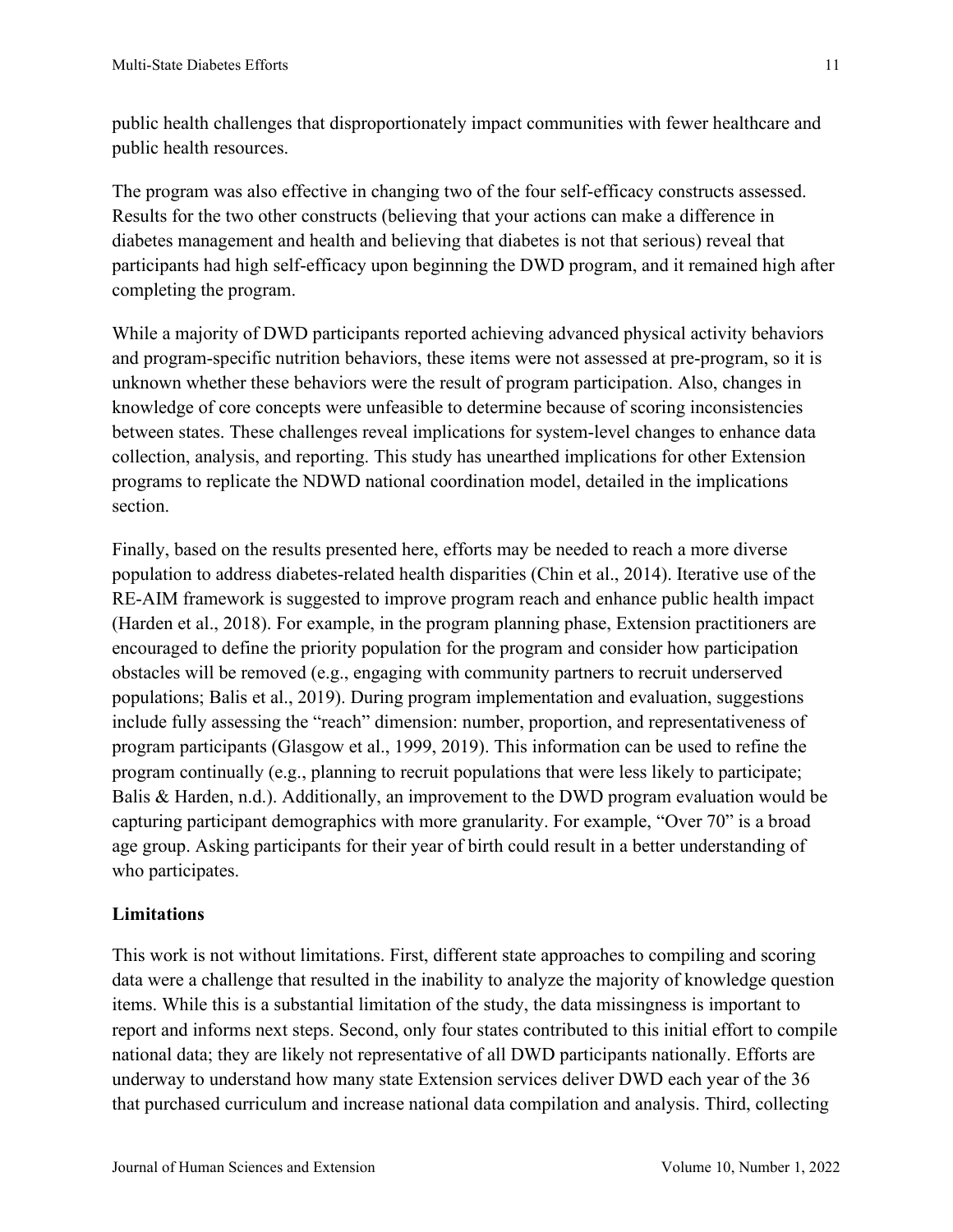public health challenges that disproportionately impact communities with fewer healthcare and public health resources.

The program was also effective in changing two of the four self-efficacy constructs assessed. Results for the two other constructs (believing that your actions can make a difference in diabetes management and health and believing that diabetes is not that serious) reveal that participants had high self-efficacy upon beginning the DWD program, and it remained high after completing the program.

While a majority of DWD participants reported achieving advanced physical activity behaviors and program-specific nutrition behaviors, these items were not assessed at pre-program, so it is unknown whether these behaviors were the result of program participation. Also, changes in knowledge of core concepts were unfeasible to determine because of scoring inconsistencies between states. These challenges reveal implications for system-level changes to enhance data collection, analysis, and reporting. This study has unearthed implications for other Extension programs to replicate the NDWD national coordination model, detailed in the implications section.

Finally, based on the results presented here, efforts may be needed to reach a more diverse population to address diabetes-related health disparities (Chin et al., 2014). Iterative use of the RE-AIM framework is suggested to improve program reach and enhance public health impact (Harden et al., 2018). For example, in the program planning phase, Extension practitioners are encouraged to define the priority population for the program and consider how participation obstacles will be removed (e.g., engaging with community partners to recruit underserved populations; Balis et al., 2019). During program implementation and evaluation, suggestions include fully assessing the "reach" dimension: number, proportion, and representativeness of program participants (Glasgow et al., 1999, 2019). This information can be used to refine the program continually (e.g., planning to recruit populations that were less likely to participate; Balis & Harden, n.d.). Additionally, an improvement to the DWD program evaluation would be capturing participant demographics with more granularity. For example, "Over 70" is a broad age group. Asking participants for their year of birth could result in a better understanding of who participates.

**Limitations**

This work is not without limitations. First, different state approaches to compiling and scoring data were a challenge that resulted in the inability to analyze the majority of knowledge question items. While this is a substantial limitation of the study, the data missingness is important to report and informs next steps. Second, only four states contributed to this initial effort to compile national data; they are likely not representative of all DWD participants nationally. Efforts are underway to understand how many state Extension services deliver DWD each year of the 36 that purchased curriculum and increase national data compilation and analysis. Third, collecting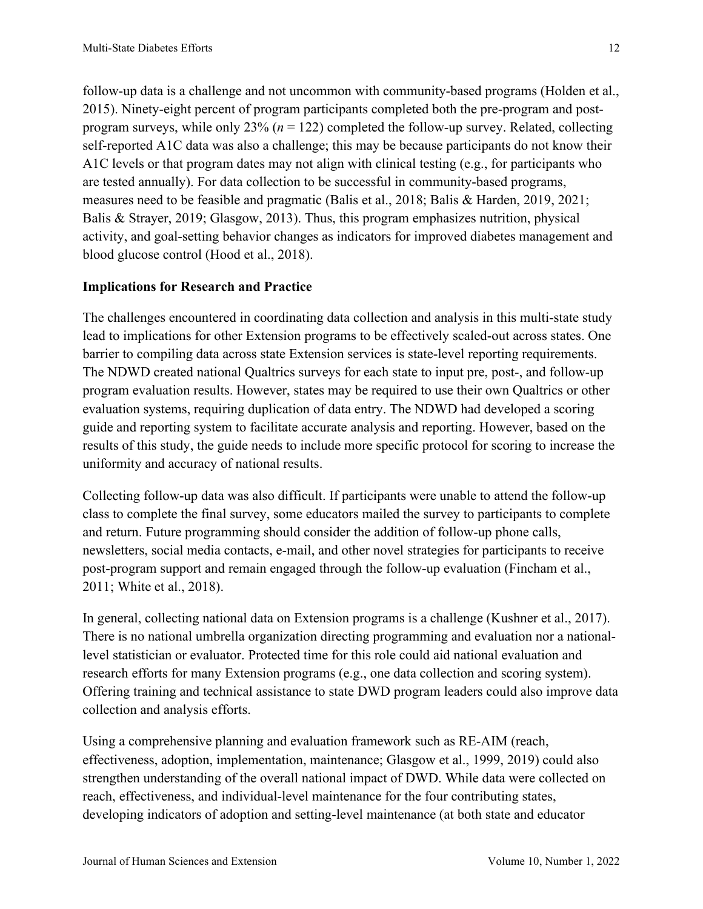follow-up data is a challenge and not uncommon with community-based programs (Holden et al., 2015). Ninety-eight percent of program participants completed both the pre-program and post-program surveys, while only 23% ($n$ = 122) completed the follow-up survey. Related, collecting self-reported A1C data was also a challenge; this may be because participants do not know their A1C levels or that program dates may not align with clinical testing (e.g., for participants who are tested annually). For data collection to be successful in community-based programs, measures need to be feasible and pragmatic (Balis et al., 2018; Balis & Harden, 2019, 2021; Balis & Strayer, 2019; Glasgow, 2013). Thus, this program emphasizes nutrition, physical activity, and goal-setting behavior changes as indicators for improved diabetes management and blood glucose control (Hood et al., 2018).

### Implications for Research and Practice

The challenges encountered in coordinating data collection and analysis in this multi-state study lead to implications for other Extension programs to be effectively scaled-out across states. One barrier to compiling data across state Extension services is state-level reporting requirements. The NDWD created national Qualtrics surveys for each state to input pre, post-, and follow-up program evaluation results. However, states may be required to use their own Qualtrics or other evaluation systems, requiring duplication of data entry. The NDWD had developed a scoring guide and reporting system to facilitate accurate analysis and reporting. However, based on the results of this study, the guide needs to include more specific protocol for scoring to increase the uniformity and accuracy of national results.

Collecting follow-up data was also difficult. If participants were unable to attend the follow-up class to complete the final survey, some educators mailed the survey to participants to complete and return. Future programming should consider the addition of follow-up phone calls, newsletters, social media contacts, e-mail, and other novel strategies for participants to receive post-program support and remain engaged through the follow-up evaluation (Fincham et al., 2011; White et al., 2018).

In general, collecting national data on Extension programs is a challenge (Kushner et al., 2017). There is no national umbrella organization directing programming and evaluation nor a national-level statistician or evaluator. Protected time for this role could aid national evaluation and research efforts for many Extension programs (e.g., one data collection and scoring system). Offering training and technical assistance to state DWD program leaders could also improve data collection and analysis efforts.

Using a comprehensive planning and evaluation framework such as RE-AIM (reach, effectiveness, adoption, implementation, maintenance; Glasgow et al., 1999, 2019) could also strengthen understanding of the overall national impact of DWD. While data were collected on reach, effectiveness, and individual-level maintenance for the four contributing states, developing indicators of adoption and setting-level maintenance (at both state and educator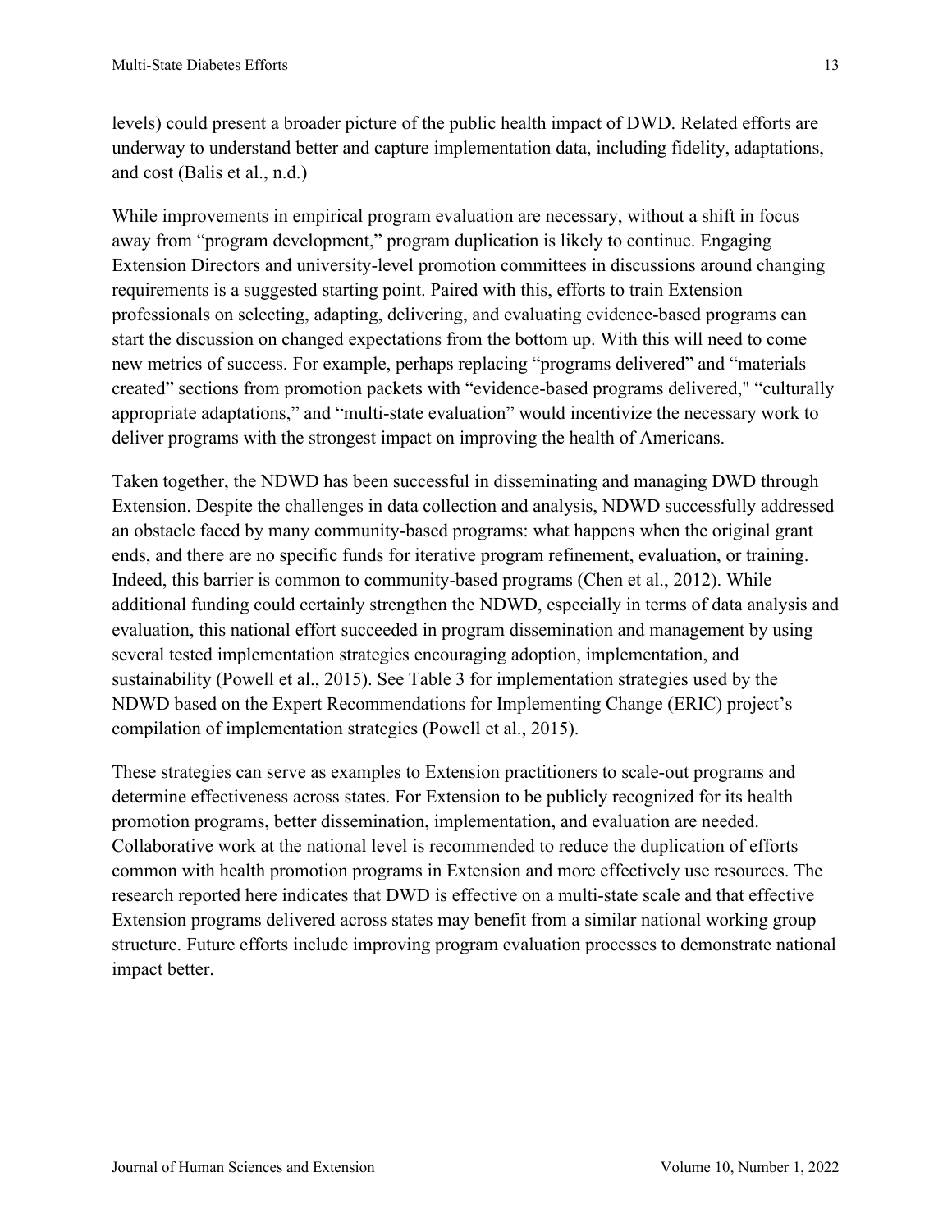levels) could present a broader picture of the public health impact of DWD. Related efforts are underway to understand better and capture implementation data, including fidelity, adaptations, and cost (Balis et al., n.d.)

While improvements in empirical program evaluation are necessary, without a shift in focus away from "program development," program duplication is likely to continue. Engaging Extension Directors and university-level promotion committees in discussions around changing requirements is a suggested starting point. Paired with this, efforts to train Extension professionals on selecting, adapting, delivering, and evaluating evidence-based programs can start the discussion on changed expectations from the bottom up. With this will need to come new metrics of success. For example, perhaps replacing "programs delivered" and "materials created" sections from promotion packets with "evidence-based programs delivered," "culturally appropriate adaptations," and "multi-state evaluation" would incentivize the necessary work to deliver programs with the strongest impact on improving the health of Americans.

Taken together, the NDWD has been successful in disseminating and managing DWD through Extension. Despite the challenges in data collection and analysis, NDWD successfully addressed an obstacle faced by many community-based programs: what happens when the original grant ends, and there are no specific funds for iterative program refinement, evaluation, or training. Indeed, this barrier is common to community-based programs (Chen et al., 2012). While additional funding could certainly strengthen the NDWD, especially in terms of data analysis and evaluation, this national effort succeeded in program dissemination and management by using several tested implementation strategies encouraging adoption, implementation, and sustainability (Powell et al., 2015). See Table 3 for implementation strategies used by the NDWD based on the Expert Recommendations for Implementing Change (ERIC) project's compilation of implementation strategies (Powell et al., 2015).

These strategies can serve as examples to Extension practitioners to scale-out programs and determine effectiveness across states. For Extension to be publicly recognized for its health promotion programs, better dissemination, implementation, and evaluation are needed. Collaborative work at the national level is recommended to reduce the duplication of efforts common with health promotion programs in Extension and more effectively use resources. The research reported here indicates that DWD is effective on a multi-state scale and that effective Extension programs delivered across states may benefit from a similar national working group structure. Future efforts include improving program evaluation processes to demonstrate national impact better.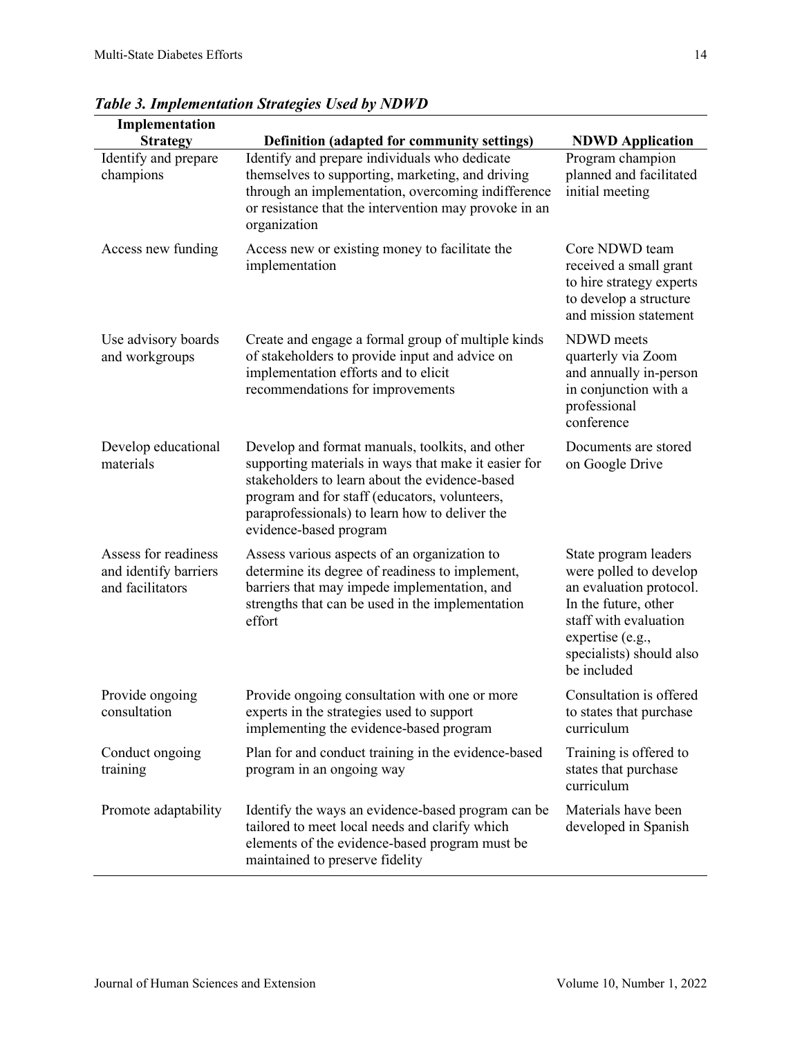***Table 3. Implementation Strategies Used by NDWD***

| Implementation Strategy | Definition (adapted for community settings) | NDWD Application |
| --- | --- | --- |
| Identify and prepare champions | Identify and prepare individuals who dedicate themselves to supporting, marketing, and driving through an implementation, overcoming indifference or resistance that the intervention may provoke in an organization | Program champion planned and facilitated initial meeting |
| Access new funding | Access new or existing money to facilitate the implementation | Core NDWD team received a small grant to hire strategy experts to develop a structure and mission statement |
| Use advisory boards and workgroups | Create and engage a formal group of multiple kinds of stakeholders to provide input and advice on implementation efforts and to elicit recommendations for improvements | NDWD meets quarterly via Zoom and annually in-person in conjunction with a professional conference |
| Develop educational materials | Develop and format manuals, toolkits, and other supporting materials in ways that make it easier for stakeholders to learn about the evidence-based program and for staff (educators, volunteers, paraprofessionals) to learn how to deliver the evidence-based program | Documents are stored on Google Drive |
| Assess for readiness and identify barriers and facilitators | Assess various aspects of an organization to determine its degree of readiness to implement, barriers that may impede implementation, and strengths that can be used in the implementation effort | State program leaders were polled to develop an evaluation protocol. In the future, other staff with evaluation expertise (e.g., specialists) should also be included |
| Provide ongoing consultation | Provide ongoing consultation with one or more experts in the strategies used to support implementing the evidence-based program | Consultation is offered to states that purchase curriculum |
| Conduct ongoing training | Plan for and conduct training in the evidence-based program in an ongoing way | Training is offered to states that purchase curriculum |
| Promote adaptability | Identify the ways an evidence-based program can be tailored to meet local needs and clarify which elements of the evidence-based program must be maintained to preserve fidelity | Materials have been developed in Spanish |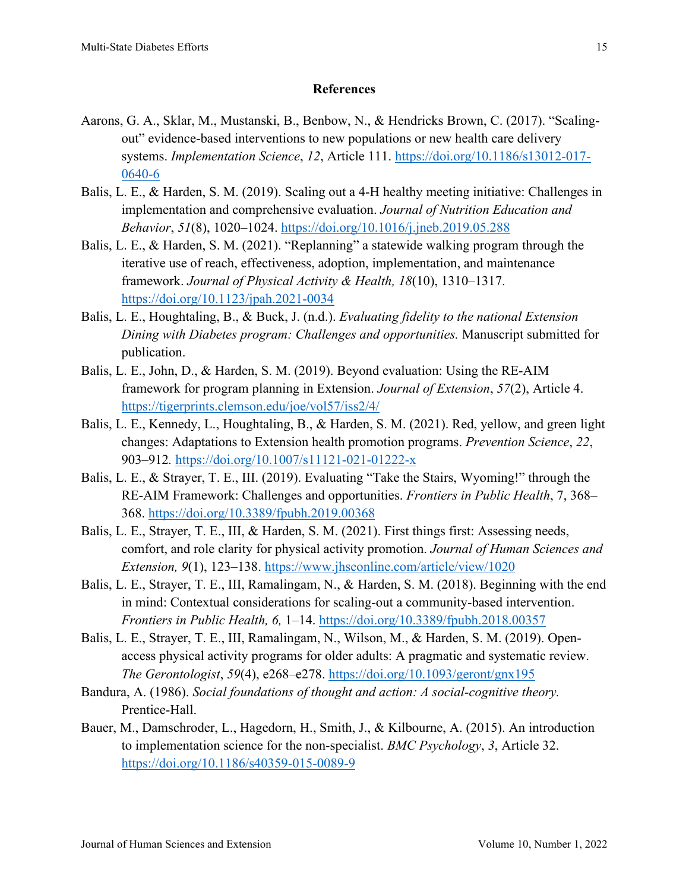## References

Aarons, G. A., Sklar, M., Mustanski, B., Benbow, N., & Hendricks Brown, C. (2017). "Scaling-out" evidence-based interventions to new populations or new health care delivery systems. *Implementation Science*, *12*, Article 111. https://doi.org/10.1186/s13012-017-0640-6

Balis, L. E., & Harden, S. M. (2019). Scaling out a 4-H healthy meeting initiative: Challenges in implementation and comprehensive evaluation. *Journal of Nutrition Education and Behavior*, *51*(8), 1020–1024. https://doi.org/10.1016/j.jneb.2019.05.288

Balis, L. E., & Harden, S. M. (2021). "Replanning" a statewide walking program through the iterative use of reach, effectiveness, adoption, implementation, and maintenance framework. *Journal of Physical Activity & Health, 18*(10), 1310–1317. https://doi.org/10.1123/jpah.2021-0034

Balis, L. E., Houghtaling, B., & Buck, J. (n.d.). *Evaluating fidelity to the national Extension Dining with Diabetes program: Challenges and opportunities.* Manuscript submitted for publication.

Balis, L. E., John, D., & Harden, S. M. (2019). Beyond evaluation: Using the RE-AIM framework for program planning in Extension. *Journal of Extension*, *57*(2), Article 4. https://tigerprints.clemson.edu/joe/vol57/iss2/4/

Balis, L. E., Kennedy, L., Houghtaling, B., & Harden, S. M. (2021). Red, yellow, and green light changes: Adaptations to Extension health promotion programs. *Prevention Science*, *22*, 903–912. https://doi.org/10.1007/s11121-021-01222-x

Balis, L. E., & Strayer, T. E., III. (2019). Evaluating "Take the Stairs, Wyoming!" through the RE-AIM Framework: Challenges and opportunities. *Frontiers in Public Health*, 7, 368–368. https://doi.org/10.3389/fpubh.2019.00368

Balis, L. E., Strayer, T. E., III, & Harden, S. M. (2021). First things first: Assessing needs, comfort, and role clarity for physical activity promotion. *Journal of Human Sciences and Extension, 9*(1), 123–138. https://www.jhseonline.com/article/view/1020

Balis, L. E., Strayer, T. E., III, Ramalingam, N., & Harden, S. M. (2018). Beginning with the end in mind: Contextual considerations for scaling-out a community-based intervention. *Frontiers in Public Health, 6,* 1–14. https://doi.org/10.3389/fpubh.2018.00357

Balis, L. E., Strayer, T. E., III, Ramalingam, N., Wilson, M., & Harden, S. M. (2019). Open-access physical activity programs for older adults: A pragmatic and systematic review. *The Gerontologist*, *59*(4), e268–e278. https://doi.org/10.1093/geront/gnx195

Bandura, A. (1986). *Social foundations of thought and action: A social-cognitive theory.* Prentice-Hall.

Bauer, M., Damschroder, L., Hagedorn, H., Smith, J., & Kilbourne, A. (2015). An introduction to implementation science for the non-specialist. *BMC Psychology*, *3*, Article 32. https://doi.org/10.1186/s40359-015-0089-9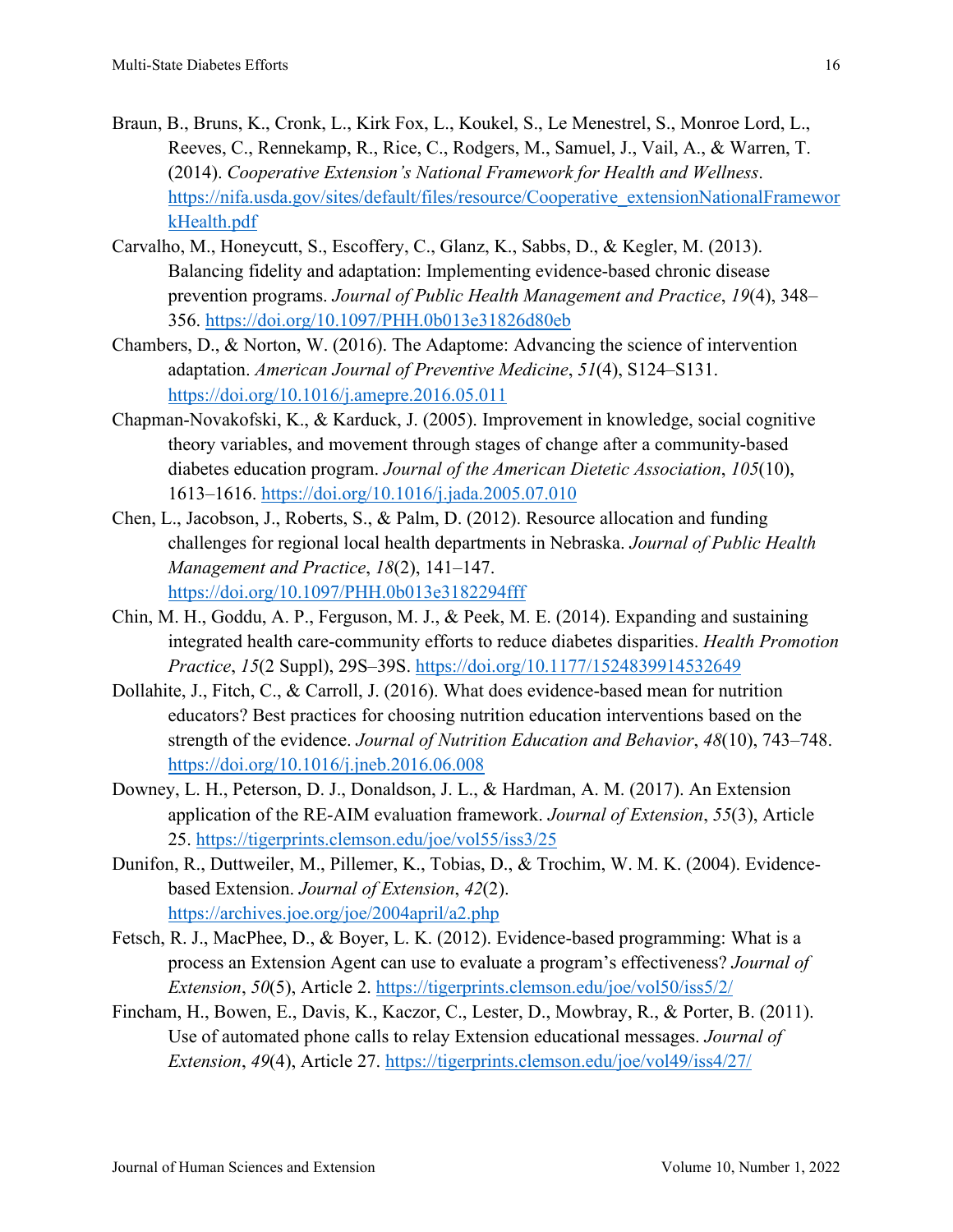Braun, B., Bruns, K., Cronk, L., Kirk Fox, L., Koukel, S., Le Menestrel, S., Monroe Lord, L., Reeves, C., Rennekamp, R., Rice, C., Rodgers, M., Samuel, J., Vail, A., & Warren, T. (2014). *Cooperative Extension's National Framework for Health and Wellness*. https://nifa.usda.gov/sites/default/files/resource/Cooperative_extensionNationalFrameworkHealth.pdf

Carvalho, M., Honeycutt, S., Escoffery, C., Glanz, K., Sabbs, D., & Kegler, M. (2013). Balancing fidelity and adaptation: Implementing evidence-based chronic disease prevention programs. *Journal of Public Health Management and Practice*, *19*(4), 348–356. https://doi.org/10.1097/PHH.0b013e31826d80eb

Chambers, D., & Norton, W. (2016). The Adaptome: Advancing the science of intervention adaptation. *American Journal of Preventive Medicine*, *51*(4), S124–S131. https://doi.org/10.1016/j.amepre.2016.05.011

Chapman-Novakofski, K., & Karduck, J. (2005). Improvement in knowledge, social cognitive theory variables, and movement through stages of change after a community-based diabetes education program. *Journal of the American Dietetic Association*, *105*(10), 1613–1616. https://doi.org/10.1016/j.jada.2005.07.010

Chen, L., Jacobson, J., Roberts, S., & Palm, D. (2012). Resource allocation and funding challenges for regional local health departments in Nebraska. *Journal of Public Health Management and Practice*, *18*(2), 141–147. https://doi.org/10.1097/PHH.0b013e3182294fff

Chin, M. H., Goddu, A. P., Ferguson, M. J., & Peek, M. E. (2014). Expanding and sustaining integrated health care-community efforts to reduce diabetes disparities. *Health Promotion Practice*, *15*(2 Suppl), 29S–39S. https://doi.org/10.1177/1524839914532649

Dollahite, J., Fitch, C., & Carroll, J. (2016). What does evidence-based mean for nutrition educators? Best practices for choosing nutrition education interventions based on the strength of the evidence. *Journal of Nutrition Education and Behavior*, *48*(10), 743–748. https://doi.org/10.1016/j.jneb.2016.06.008

Downey, L. H., Peterson, D. J., Donaldson, J. L., & Hardman, A. M. (2017). An Extension application of the RE-AIM evaluation framework. *Journal of Extension*, *55*(3), Article 25. https://tigerprints.clemson.edu/joe/vol55/iss3/25

Dunifon, R., Duttweiler, M., Pillemer, K., Tobias, D., & Trochim, W. M. K. (2004). Evidence-based Extension. *Journal of Extension*, *42*(2). https://archives.joe.org/joe/2004april/a2.php

Fetsch, R. J., MacPhee, D., & Boyer, L. K. (2012). Evidence-based programming: What is a process an Extension Agent can use to evaluate a program's effectiveness? *Journal of Extension*, *50*(5), Article 2. https://tigerprints.clemson.edu/joe/vol50/iss5/2/

Fincham, H., Bowen, E., Davis, K., Kaczor, C., Lester, D., Mowbray, R., & Porter, B. (2011). Use of automated phone calls to relay Extension educational messages. *Journal of Extension*, *49*(4), Article 27. https://tigerprints.clemson.edu/joe/vol49/iss4/27/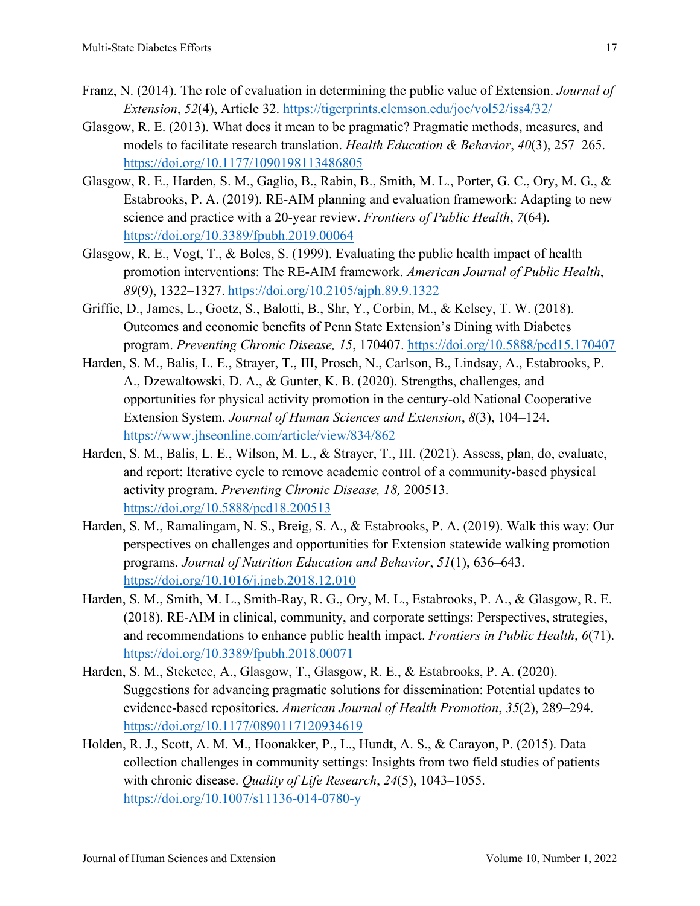Franz, N. (2014). The role of evaluation in determining the public value of Extension. *Journal of Extension*, *52*(4), Article 32. https://tigerprints.clemson.edu/joe/vol52/iss4/32/

Glasgow, R. E. (2013). What does it mean to be pragmatic? Pragmatic methods, measures, and models to facilitate research translation. *Health Education & Behavior*, *40*(3), 257–265. https://doi.org/10.1177/1090198113486805

Glasgow, R. E., Harden, S. M., Gaglio, B., Rabin, B., Smith, M. L., Porter, G. C., Ory, M. G., & Estabrooks, P. A. (2019). RE-AIM planning and evaluation framework: Adapting to new science and practice with a 20-year review. *Frontiers of Public Health*, *7*(64). https://doi.org/10.3389/fpubh.2019.00064

Glasgow, R. E., Vogt, T., & Boles, S. (1999). Evaluating the public health impact of health promotion interventions: The RE-AIM framework. *American Journal of Public Health*, *89*(9), 1322–1327. https://doi.org/10.2105/ajph.89.9.1322

Griffie, D., James, L., Goetz, S., Balotti, B., Shr, Y., Corbin, M., & Kelsey, T. W. (2018). Outcomes and economic benefits of Penn State Extension's Dining with Diabetes program. *Preventing Chronic Disease, 15*, 170407. https://doi.org/10.5888/pcd15.170407

Harden, S. M., Balis, L. E., Strayer, T., III, Prosch, N., Carlson, B., Lindsay, A., Estabrooks, P. A., Dzewaltowski, D. A., & Gunter, K. B. (2020). Strengths, challenges, and opportunities for physical activity promotion in the century-old National Cooperative Extension System. *Journal of Human Sciences and Extension*, *8*(3), 104–124. https://www.jhseonline.com/article/view/834/862

Harden, S. M., Balis, L. E., Wilson, M. L., & Strayer, T., III. (2021). Assess, plan, do, evaluate, and report: Iterative cycle to remove academic control of a community-based physical activity program. *Preventing Chronic Disease, 18,* 200513. https://doi.org/10.5888/pcd18.200513

Harden, S. M., Ramalingam, N. S., Breig, S. A., & Estabrooks, P. A. (2019). Walk this way: Our perspectives on challenges and opportunities for Extension statewide walking promotion programs. *Journal of Nutrition Education and Behavior*, *51*(1), 636–643. https://doi.org/10.1016/j.jneb.2018.12.010

Harden, S. M., Smith, M. L., Smith-Ray, R. G., Ory, M. L., Estabrooks, P. A., & Glasgow, R. E. (2018). RE-AIM in clinical, community, and corporate settings: Perspectives, strategies, and recommendations to enhance public health impact. *Frontiers in Public Health*, *6*(71). https://doi.org/10.3389/fpubh.2018.00071

Harden, S. M., Steketee, A., Glasgow, T., Glasgow, R. E., & Estabrooks, P. A. (2020). Suggestions for advancing pragmatic solutions for dissemination: Potential updates to evidence-based repositories. *American Journal of Health Promotion*, *35*(2), 289–294. https://doi.org/10.1177/0890117120934619

Holden, R. J., Scott, A. M. M., Hoonakker, P., L., Hundt, A. S., & Carayon, P. (2015). Data collection challenges in community settings: Insights from two field studies of patients with chronic disease. *Quality of Life Research*, *24*(5), 1043–1055. https://doi.org/10.1007/s11136-014-0780-y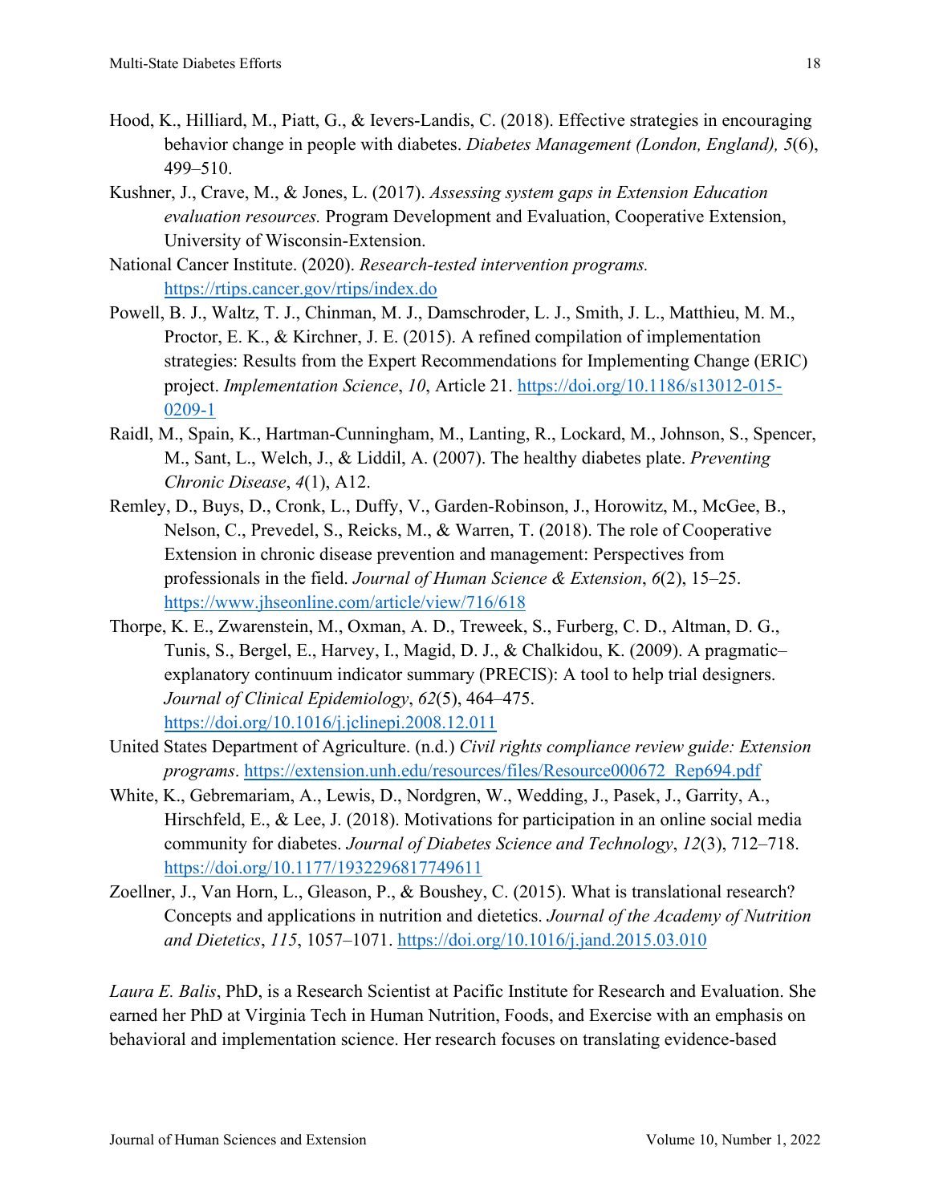Hood, K., Hilliard, M., Piatt, G., & Ievers-Landis, C. (2018). Effective strategies in encouraging behavior change in people with diabetes. *Diabetes Management (London, England), 5*(6), 499–510.

Kushner, J., Crave, M., & Jones, L. (2017). *Assessing system gaps in Extension Education evaluation resources.* Program Development and Evaluation, Cooperative Extension, University of Wisconsin-Extension.

National Cancer Institute. (2020). *Research-tested intervention programs.* https://rtips.cancer.gov/rtips/index.do

Powell, B. J., Waltz, T. J., Chinman, M. J., Damschroder, L. J., Smith, J. L., Matthieu, M. M., Proctor, E. K., & Kirchner, J. E. (2015). A refined compilation of implementation strategies: Results from the Expert Recommendations for Implementing Change (ERIC) project. *Implementation Science*, *10*, Article 21. https://doi.org/10.1186/s13012-015-0209-1

Raidl, M., Spain, K., Hartman-Cunningham, M., Lanting, R., Lockard, M., Johnson, S., Spencer, M., Sant, L., Welch, J., & Liddil, A. (2007). The healthy diabetes plate. *Preventing Chronic Disease*, *4*(1), A12.

Remley, D., Buys, D., Cronk, L., Duffy, V., Garden-Robinson, J., Horowitz, M., McGee, B., Nelson, C., Prevedel, S., Reicks, M., & Warren, T. (2018). The role of Cooperative Extension in chronic disease prevention and management: Perspectives from professionals in the field. *Journal of Human Science & Extension*, *6*(2), 15–25. https://www.jhseonline.com/article/view/716/618

Thorpe, K. E., Zwarenstein, M., Oxman, A. D., Treweek, S., Furberg, C. D., Altman, D. G., Tunis, S., Bergel, E., Harvey, I., Magid, D. J., & Chalkidou, K. (2009). A pragmatic–explanatory continuum indicator summary (PRECIS): A tool to help trial designers. *Journal of Clinical Epidemiology*, *62*(5), 464–475. https://doi.org/10.1016/j.jclinepi.2008.12.011

United States Department of Agriculture. (n.d.) *Civil rights compliance review guide: Extension programs*. https://extension.unh.edu/resources/files/Resource000672_Rep694.pdf

White, K., Gebremariam, A., Lewis, D., Nordgren, W., Wedding, J., Pasek, J., Garrity, A., Hirschfeld, E., & Lee, J. (2018). Motivations for participation in an online social media community for diabetes. *Journal of Diabetes Science and Technology*, *12*(3), 712–718. https://doi.org/10.1177/1932296817749611

Zoellner, J., Van Horn, L., Gleason, P., & Boushey, C. (2015). What is translational research? Concepts and applications in nutrition and dietetics. *Journal of the Academy of Nutrition and Dietetics*, *115*, 1057–1071. https://doi.org/10.1016/j.jand.2015.03.010

*Laura E. Balis*, PhD, is a Research Scientist at Pacific Institute for Research and Evaluation. She earned her PhD at Virginia Tech in Human Nutrition, Foods, and Exercise with an emphasis on behavioral and implementation science. Her research focuses on translating evidence-based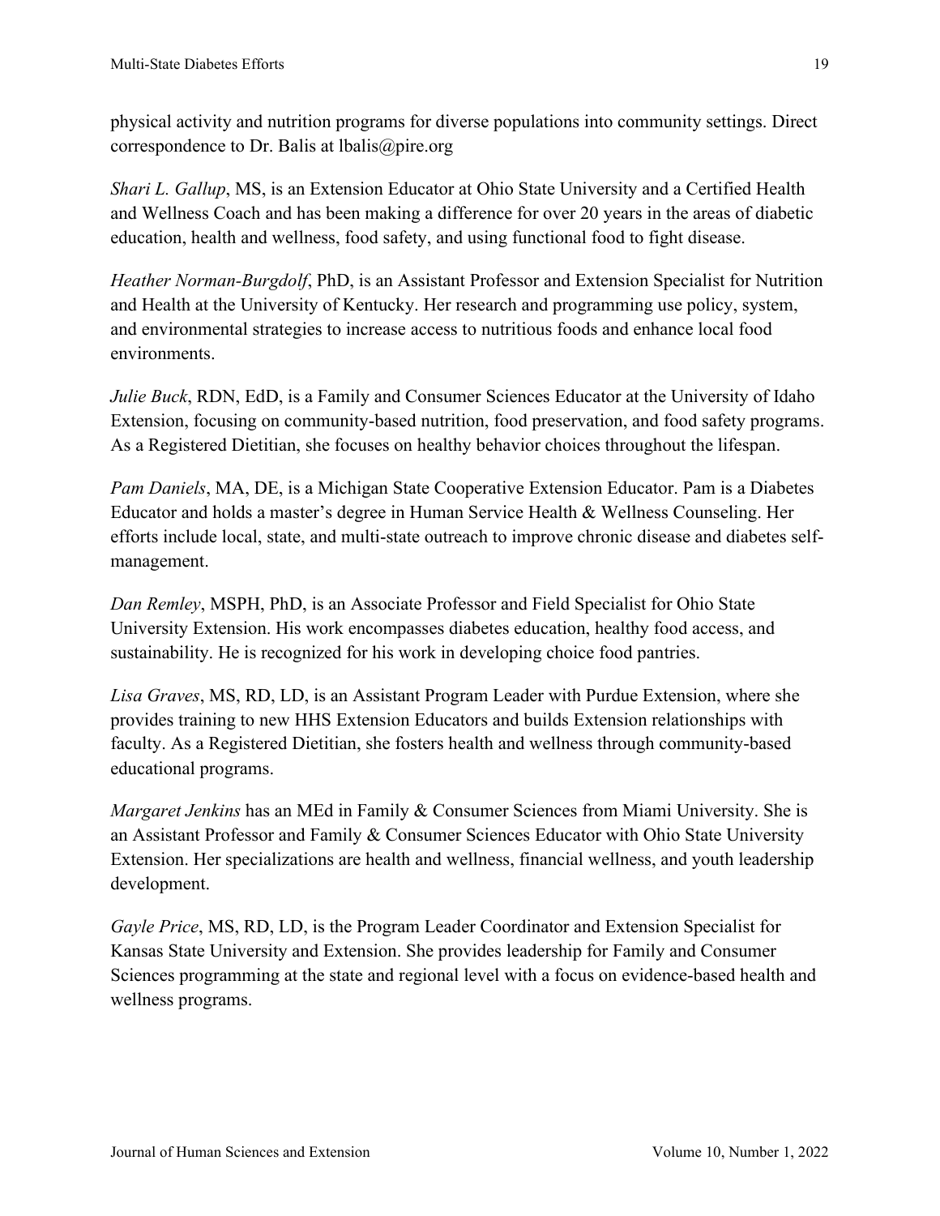physical activity and nutrition programs for diverse populations into community settings. Direct correspondence to Dr. Balis at lbalis@pire.org

*Shari L. Gallup*, MS, is an Extension Educator at Ohio State University and a Certified Health and Wellness Coach and has been making a difference for over 20 years in the areas of diabetic education, health and wellness, food safety, and using functional food to fight disease.

*Heather Norman-Burgdolf*, PhD, is an Assistant Professor and Extension Specialist for Nutrition and Health at the University of Kentucky. Her research and programming use policy, system, and environmental strategies to increase access to nutritious foods and enhance local food environments.

*Julie Buck*, RDN, EdD, is a Family and Consumer Sciences Educator at the University of Idaho Extension, focusing on community-based nutrition, food preservation, and food safety programs. As a Registered Dietitian, she focuses on healthy behavior choices throughout the lifespan.

*Pam Daniels*, MA, DE, is a Michigan State Cooperative Extension Educator. Pam is a Diabetes Educator and holds a master's degree in Human Service Health & Wellness Counseling. Her efforts include local, state, and multi-state outreach to improve chronic disease and diabetes self-management.

*Dan Remley*, MSPH, PhD, is an Associate Professor and Field Specialist for Ohio State University Extension. His work encompasses diabetes education, healthy food access, and sustainability. He is recognized for his work in developing choice food pantries.

*Lisa Graves*, MS, RD, LD, is an Assistant Program Leader with Purdue Extension, where she provides training to new HHS Extension Educators and builds Extension relationships with faculty. As a Registered Dietitian, she fosters health and wellness through community-based educational programs.

*Margaret Jenkins* has an MEd in Family & Consumer Sciences from Miami University. She is an Assistant Professor and Family & Consumer Sciences Educator with Ohio State University Extension. Her specializations are health and wellness, financial wellness, and youth leadership development.

*Gayle Price*, MS, RD, LD, is the Program Leader Coordinator and Extension Specialist for Kansas State University and Extension. She provides leadership for Family and Consumer Sciences programming at the state and regional level with a focus on evidence-based health and wellness programs.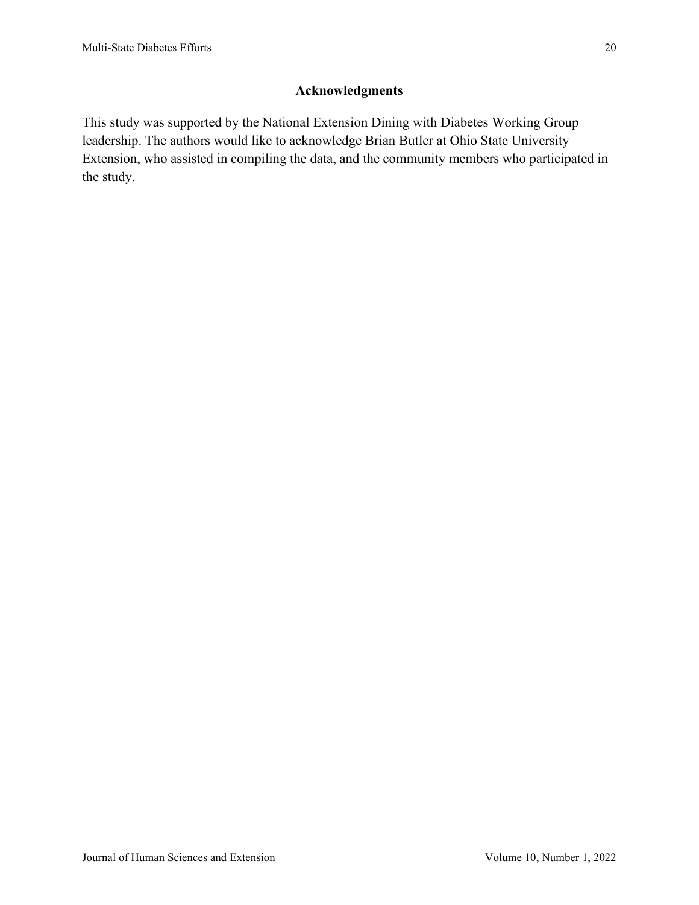## Acknowledgments

This study was supported by the National Extension Dining with Diabetes Working Group leadership. The authors would like to acknowledge Brian Butler at Ohio State University Extension, who assisted in compiling the data, and the community members who participated in the study.